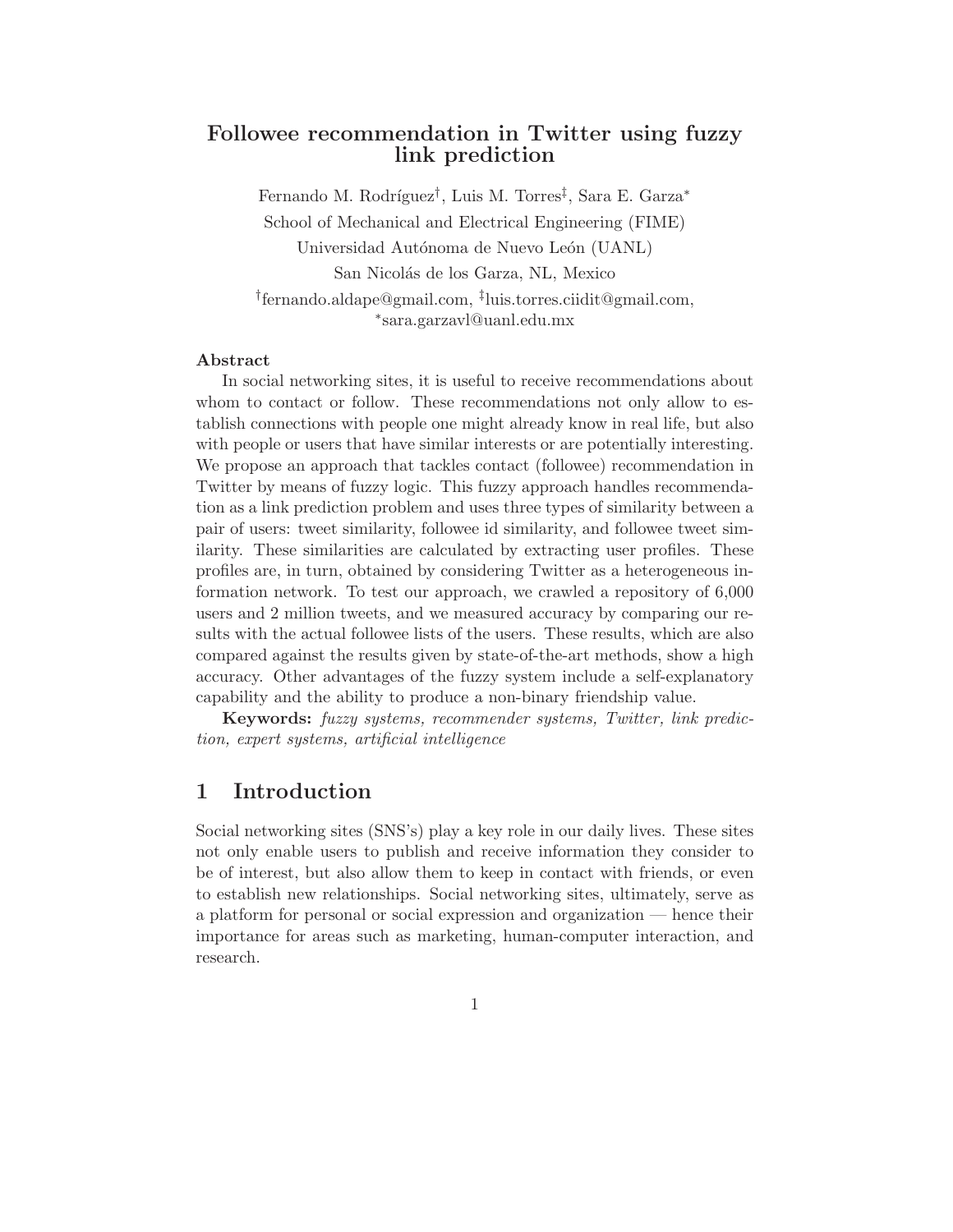# Followee recommendation in Twitter using fuzzy link prediction

Fernando M. Rodríguez[†], Luis M. Torres[‡], Sara E. Garza[*]

School of Mechanical and Electrical Engineering (FIME)

Universidad Autónoma de Nuevo León (UANL)

San Nicolás de los Garza, NL, Mexico

[†]fernando.aldape@gmail.com, [‡]luis.torres.ciidit@gmail.com, [*]sara.garzavl@uanl.edu.mx

### Abstract

In social networking sites, it is useful to receive recommendations about whom to contact or follow. These recommendations not only allow to establish connections with people one might already know in real life, but also with people or users that have similar interests or are potentially interesting. We propose an approach that tackles contact (followee) recommendation in Twitter by means of fuzzy logic. This fuzzy approach handles recommendation as a link prediction problem and uses three types of similarity between a pair of users: tweet similarity, followee id similarity, and followee tweet similarity. These similarities are calculated by extracting user profiles. These profiles are, in turn, obtained by considering Twitter as a heterogeneous information network. To test our approach, we crawled a repository of 6,000 users and 2 million tweets, and we measured accuracy by comparing our results with the actual followee lists of the users. These results, which are also compared against the results given by state-of-the-art methods, show a high accuracy. Other advantages of the fuzzy system include a self-explanatory capability and the ability to produce a non-binary friendship value.

**Keywords:** *fuzzy systems, recommender systems, Twitter, link prediction, expert systems, artificial intelligence*

## 1 Introduction

Social networking sites (SNS's) play a key role in our daily lives. These sites not only enable users to publish and receive information they consider to be of interest, but also allow them to keep in contact with friends, or even to establish new relationships. Social networking sites, ultimately, serve as a platform for personal or social expression and organization — hence their importance for areas such as marketing, human-computer interaction, and research.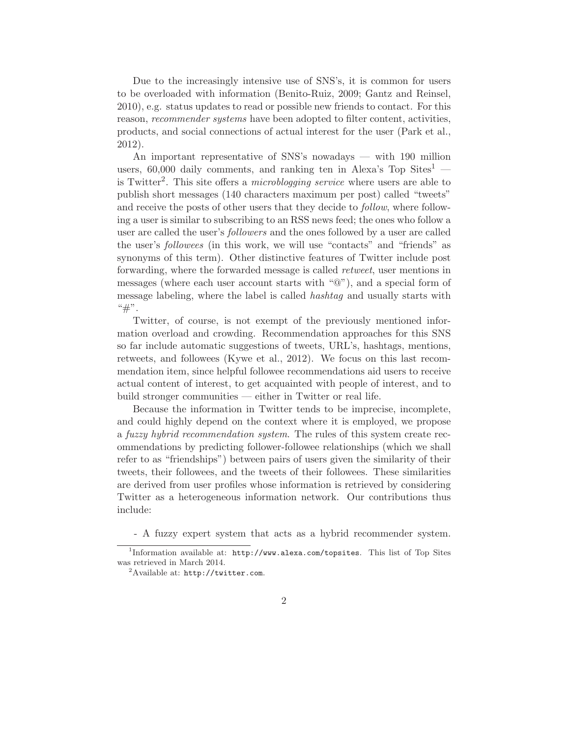Due to the increasingly intensive use of SNS's, it is common for users to be overloaded with information (Benito-Ruiz, 2009; Gantz and Reinsel, 2010), e.g. status updates to read or possible new friends to contact. For this reason, *recommender systems* have been adopted to filter content, activities, products, and social connections of actual interest for the user (Park et al., 2012).

An important representative of SNS's nowadays — with 190 million users, 60,000 daily comments, and ranking ten in Alexa's Top Sites[1] — is Twitter[2]. This site offers a *microblogging service* where users are able to publish short messages (140 characters maximum per post) called "tweets" and receive the posts of other users that they decide to *follow*, where following a user is similar to subscribing to an RSS news feed; the ones who follow a user are called the user's *followers* and the ones followed by a user are called the user's *followees* (in this work, we will use "contacts" and "friends" as synonyms of this term). Other distinctive features of Twitter include post forwarding, where the forwarded message is called *retweet*, user mentions in messages (where each user account starts with "@"), and a special form of message labeling, where the label is called *hashtag* and usually starts with "#".

Twitter, of course, is not exempt of the previously mentioned information overload and crowding. Recommendation approaches for this SNS so far include automatic suggestions of tweets, URL's, hashtags, mentions, retweets, and followees (Kywe et al., 2012). We focus on this last recommendation item, since helpful followee recommendations aid users to receive actual content of interest, to get acquainted with people of interest, and to build stronger communities — either in Twitter or real life.

Because the information in Twitter tends to be imprecise, incomplete, and could highly depend on the context where it is employed, we propose a *fuzzy hybrid recommendation system*. The rules of this system create recommendations by predicting follower-followee relationships (which we shall refer to as "friendships") between pairs of users given the similarity of their tweets, their followees, and the tweets of their followees. These similarities are derived from user profiles whose information is retrieved by considering Twitter as a heterogeneous information network. Our contributions thus include:

- A fuzzy expert system that acts as a hybrid recommender system.

[1] Information available at: `http://www.alexa.com/topsites`. This list of Top Sites was retrieved in March 2014.

[2] Available at: `http://twitter.com`.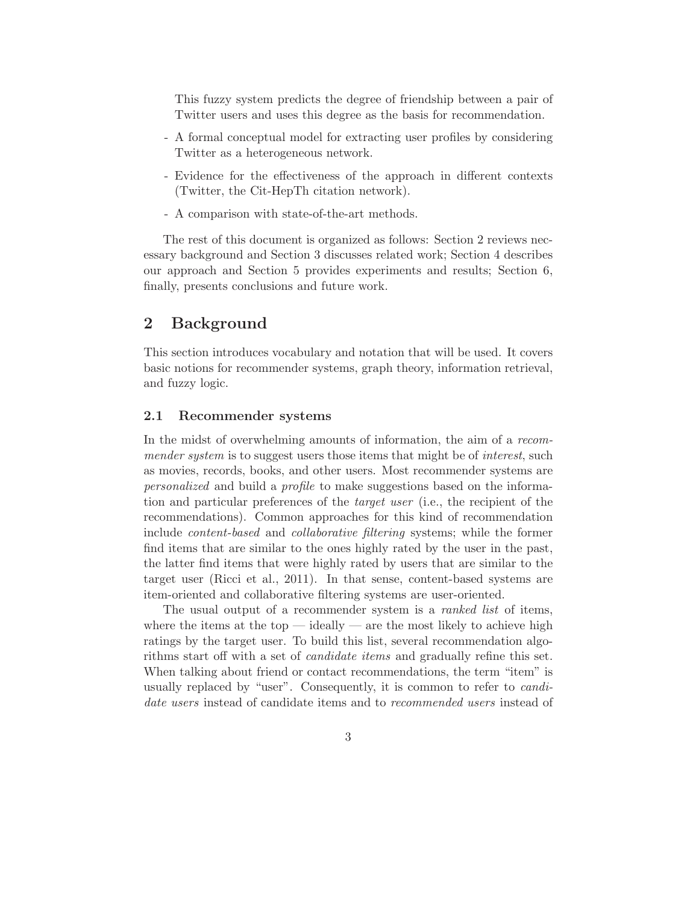This fuzzy system predicts the degree of friendship between a pair of Twitter users and uses this degree as the basis for recommendation.

- A formal conceptual model for extracting user profiles by considering Twitter as a heterogeneous network.
- Evidence for the effectiveness of the approach in different contexts (Twitter, the Cit-HepTh citation network).
- A comparison with state-of-the-art methods.

The rest of this document is organized as follows: Section 2 reviews necessary background and Section 3 discusses related work; Section 4 describes our approach and Section 5 provides experiments and results; Section 6, finally, presents conclusions and future work.

## 2 Background

This section introduces vocabulary and notation that will be used. It covers basic notions for recommender systems, graph theory, information retrieval, and fuzzy logic.

### 2.1 Recommender systems

In the midst of overwhelming amounts of information, the aim of a *recommender system* is to suggest users those items that might be of *interest*, such as movies, records, books, and other users. Most recommender systems are *personalized* and build a *profile* to make suggestions based on the information and particular preferences of the *target user* (i.e., the recipient of the recommendations). Common approaches for this kind of recommendation include *content-based* and *collaborative filtering* systems; while the former find items that are similar to the ones highly rated by the user in the past, the latter find items that were highly rated by users that are similar to the target user (Ricci et al., 2011). In that sense, content-based systems are item-oriented and collaborative filtering systems are user-oriented.

The usual output of a recommender system is a *ranked list* of items, where the items at the top — ideally — are the most likely to achieve high ratings by the target user. To build this list, several recommendation algorithms start off with a set of *candidate items* and gradually refine this set. When talking about friend or contact recommendations, the term "item" is usually replaced by "user". Consequently, it is common to refer to *candidate users* instead of candidate items and to *recommended users* instead of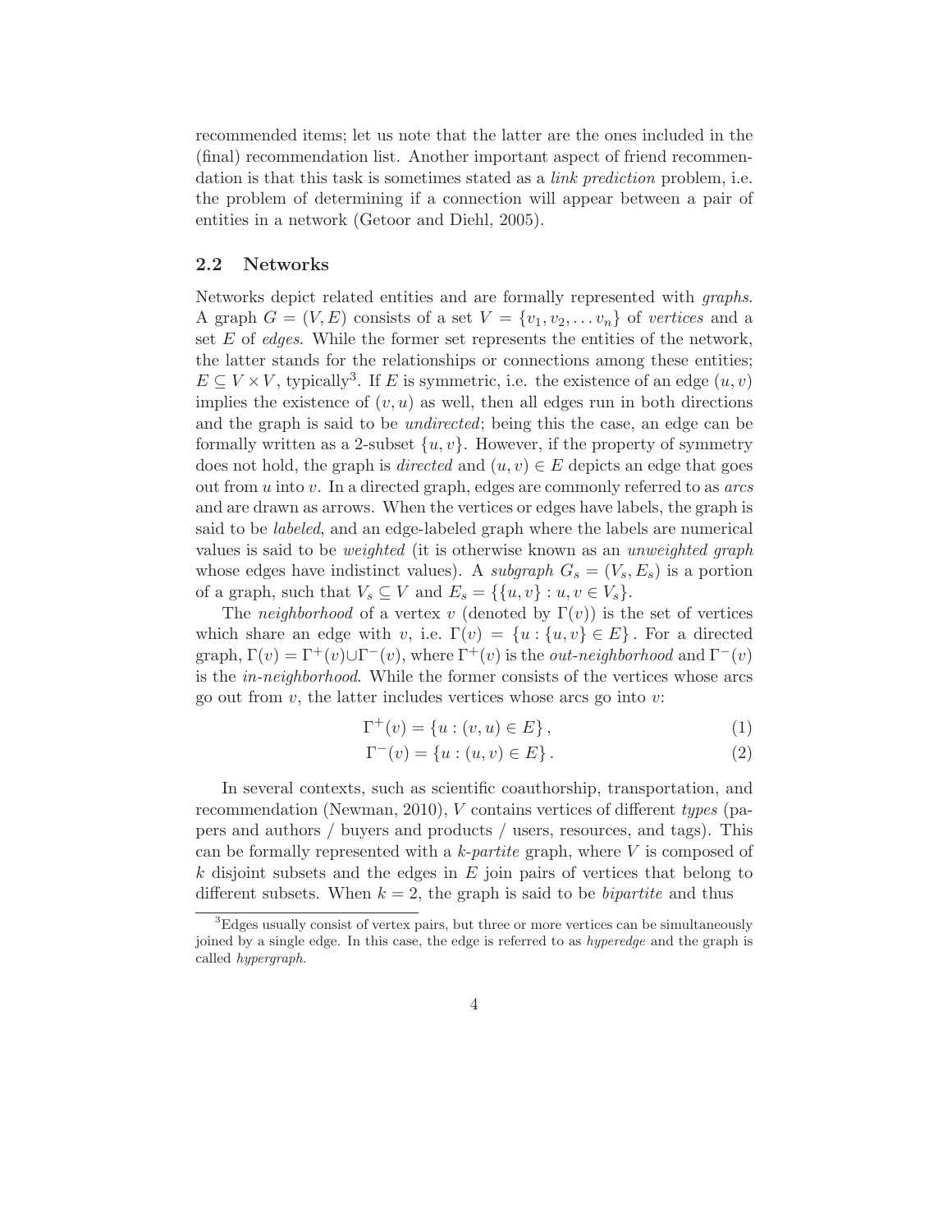recommended items; let us note that the latter are the ones included in the (final) recommendation list. Another important aspect of friend recommendation is that this task is sometimes stated as a *link prediction* problem, i.e. the problem of determining if a connection will appear between a pair of entities in a network (Getoor and Diehl, 2005).

## 2.2 Networks

Networks depict related entities and are formally represented with *graphs*. A graph $G = (V, E)$ consists of a set $V = \{v_1, v_2, \ldots v_n\}$ of *vertices* and a set $E$ of *edges*. While the former set represents the entities of the network, the latter stands for the relationships or connections among these entities; $E \subseteq V \times V$, typically[3]. If $E$ is symmetric, i.e. the existence of an edge $(u, v)$ implies the existence of $(v, u)$ as well, then all edges run in both directions and the graph is said to be *undirected*; being this the case, an edge can be formally written as a 2-subset $\{u, v\}$. However, if the property of symmetry does not hold, the graph is *directed* and $(u, v) \in E$ depicts an edge that goes out from $u$ into $v$. In a directed graph, edges are commonly referred to as *arcs* and are drawn as arrows. When the vertices or edges have labels, the graph is said to be *labeled*, and an edge-labeled graph where the labels are numerical values is said to be *weighted* (it is otherwise known as an *unweighted graph* whose edges have indistinct values). A *subgraph* $G_s = (V_s, E_s)$ is a portion of a graph, such that $V_s \subseteq V$ and $E_s = \{\{u, v\} : u, v \in V_s\}$.

The *neighborhood* of a vertex $v$ (denoted by $\Gamma(v)$) is the set of vertices which share an edge with $v$, i.e. $\Gamma(v) = \{u : \{u, v\} \in E\}$. For a directed graph, $\Gamma(v) = \Gamma^+(v) \cup \Gamma^-(v)$, where $\Gamma^+(v)$ is the *out-neighborhood* and $\Gamma^-(v)$ is the *in-neighborhood*. While the former consists of the vertices whose arcs go out from $v$, the latter includes vertices whose arcs go into $v$:

$$\Gamma^+(v) = \{u : (v, u) \in E\}, \tag{1}$$

$$\Gamma^-(v) = \{u : (u, v) \in E\}. \tag{2}$$

In several contexts, such as scientific coauthorship, transportation, and recommendation (Newman, 2010), $V$ contains vertices of different *types* (papers and authors / buyers and products / users, resources, and tags). This can be formally represented with a *k-partite* graph, where $V$ is composed of $k$ disjoint subsets and the edges in $E$ join pairs of vertices that belong to different subsets. When $k = 2$, the graph is said to be *bipartite* and thus

[3] Edges usually consist of vertex pairs, but three or more vertices can be simultaneously joined by a single edge. In this case, the edge is referred to as *hyperedge* and the graph is called *hypergraph*.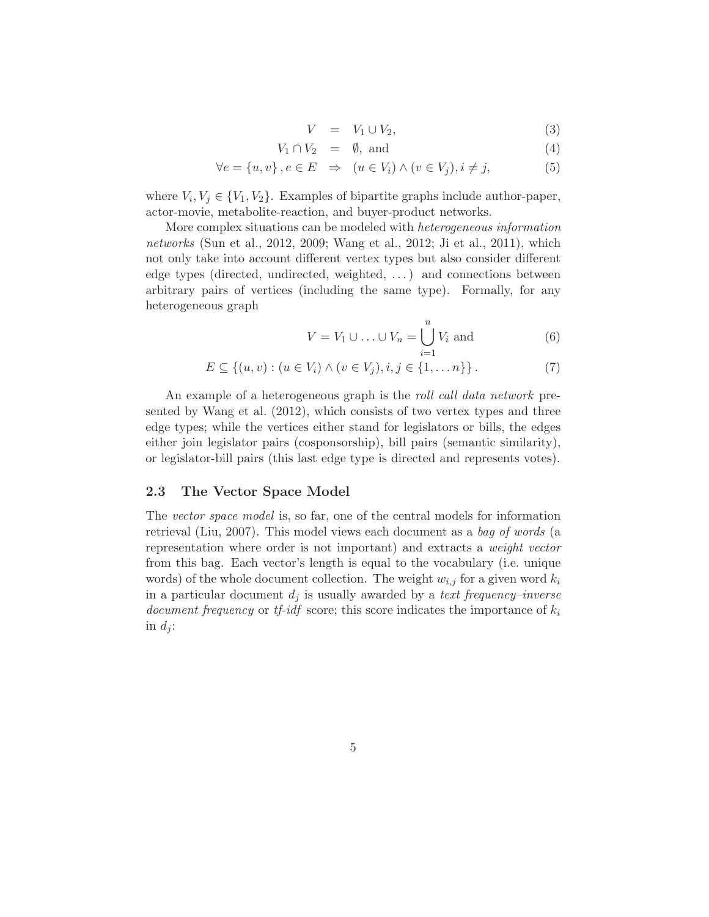$$
\begin{aligned}
V &= V_1 \cup V_2, &(3)\\
V_1 \cap V_2 &= \emptyset, \text{ and} &(4)\\
\forall e = \{u, v\}, e \in E &\Rightarrow (u \in V_i) \wedge (v \in V_j), i \neq j, &(5)
\end{aligned}
$$

where $V_i, V_j \in \{V_1, V_2\}$. Examples of bipartite graphs include author-paper, actor-movie, metabolite-reaction, and buyer-product networks.

More complex situations can be modeled with *heterogeneous information networks* (Sun et al., 2012, 2009; Wang et al., 2012; Ji et al., 2011), which not only take into account different vertex types but also consider different edge types (directed, undirected, weighted, ...) and connections between arbitrary pairs of vertices (including the same type). Formally, for any heterogeneous graph

$$
V = V_1 \cup \ldots \cup V_n = \bigcup_{i=1}^{n} V_i \text{ and} \tag{6}
$$

$$
E \subseteq \{(u, v) : (u \in V_i) \wedge (v \in V_j), i, j \in \{1, \ldots n\}\}. \tag{7}
$$

An example of a heterogeneous graph is the *roll call data network* presented by Wang et al. (2012), which consists of two vertex types and three edge types; while the vertices either stand for legislators or bills, the edges either join legislator pairs (cosponsorship), bill pairs (semantic similarity), or legislator-bill pairs (this last edge type is directed and represents votes).

### 2.3 The Vector Space Model

The *vector space model* is, so far, one of the central models for information retrieval (Liu, 2007). This model views each document as a *bag of words* (a representation where order is not important) and extracts a *weight vector* from this bag. Each vector's length is equal to the vocabulary (i.e. unique words) of the whole document collection. The weight $w_{i,j}$ for a given word $k_i$ in a particular document $d_j$ is usually awarded by a *text frequency–inverse document frequency* or *tf-idf* score; this score indicates the importance of $k_i$ in $d_j$: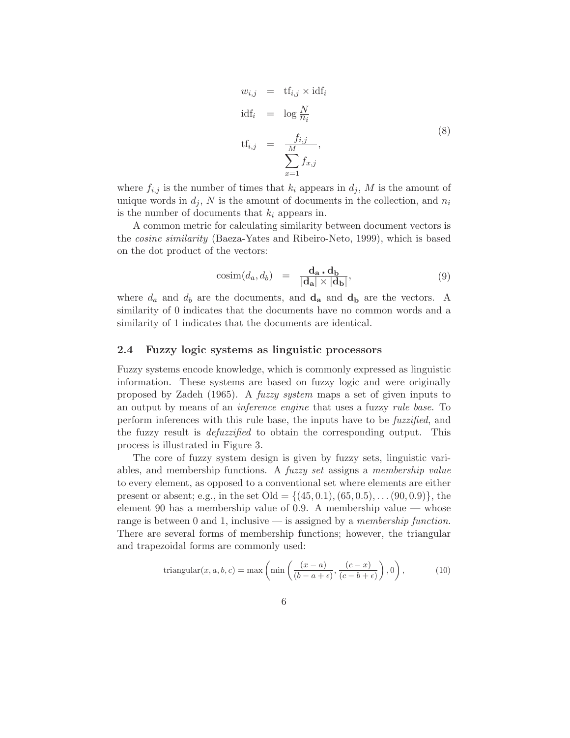$$
\begin{aligned}
w_{i,j} &= \mathrm{tf}_{i,j} \times \mathrm{idf}_i \\
\mathrm{idf}_i &= \log \frac{N}{n_i} \\
\mathrm{tf}_{i,j} &= \frac{f_{i,j}}{\sum_{x=1}^{M} f_{x,j}},
\end{aligned} \tag{8}
$$

where $f_{i,j}$ is the number of times that $k_i$ appears in $d_j$, $M$ is the amount of unique words in $d_j$, $N$ is the amount of documents in the collection, and $n_i$ is the number of documents that $k_i$ appears in.

A common metric for calculating similarity between document vectors is the *cosine similarity* (Baeza-Yates and Ribeiro-Neto, 1999), which is based on the dot product of the vectors:

$$
\mathrm{cosim}(d_a, d_b) = \frac{\mathbf{d_a} \cdot \mathbf{d_b}}{|\mathbf{d_a}| \times |\mathbf{d_b}|}, \tag{9}
$$

where $d_a$ and $d_b$ are the documents, and $\mathbf{d_a}$ and $\mathbf{d_b}$ are the vectors. A similarity of 0 indicates that the documents have no common words and a similarity of 1 indicates that the documents are identical.

## 2.4 Fuzzy logic systems as linguistic processors

Fuzzy systems encode knowledge, which is commonly expressed as linguistic information. These systems are based on fuzzy logic and were originally proposed by Zadeh (1965). A *fuzzy system* maps a set of given inputs to an output by means of an *inference engine* that uses a fuzzy *rule base*. To perform inferences with this rule base, the inputs have to be *fuzzified*, and the fuzzy result is *defuzzified* to obtain the corresponding output. This process is illustrated in Figure 3.

The core of fuzzy system design is given by fuzzy sets, linguistic variables, and membership functions. A *fuzzy set* assigns a *membership value* to every element, as opposed to a conventional set where elements are either present or absent; e.g., in the set $\mathrm{Old} = \{(45, 0.1), (65, 0.5), \ldots (90, 0.9)\}$, the element 90 has a membership value of 0.9. A membership value — whose range is between 0 and 1, inclusive — is assigned by a *membership function*. There are several forms of membership functions; however, the triangular and trapezoidal forms are commonly used:

$$
\mathrm{triangular}(x, a, b, c) = \max\left(\min\left(\frac{(x-a)}{(b-a+\epsilon)}, \frac{(c-x)}{(c-b+\epsilon)}\right), 0\right), \tag{10}
$$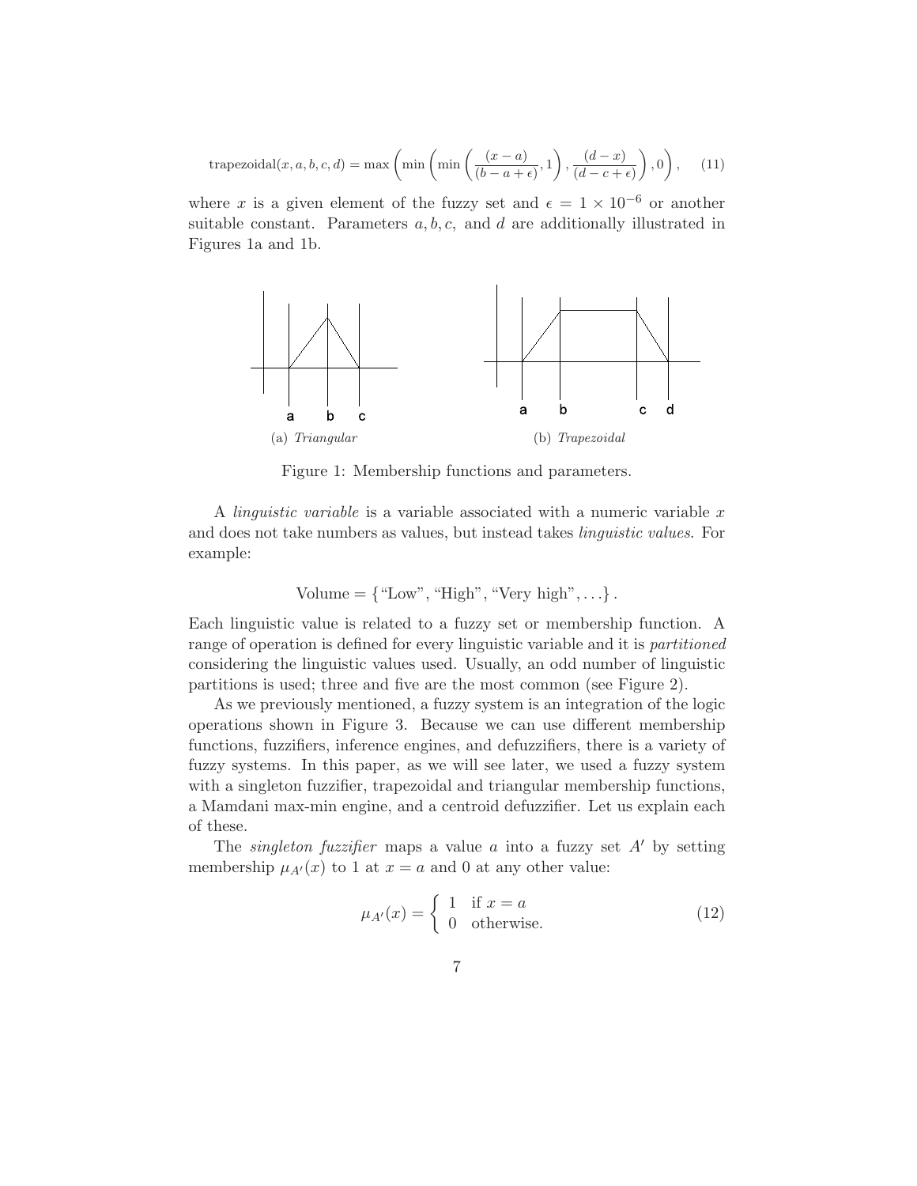$$\text{trapezoidal}(x, a, b, c, d) = \max\left(\min\left(\min\left(\frac{(x-a)}{(b-a+\epsilon)}, 1\right), \frac{(d-x)}{(d-c+\epsilon)}\right), 0\right), \quad (11)$$

where $x$ is a given element of the fuzzy set and $\epsilon = 1 \times 10^{-6}$ or another suitable constant. Parameters $a, b, c,$ and $d$ are additionally illustrated in Figures 1a and 1b.

(a) *Triangular*

(b) *Trapezoidal*

Figure 1: Membership functions and parameters.

A *linguistic variable* is a variable associated with a numeric variable $x$ and does not take numbers as values, but instead takes *linguistic values*. For example:

$$\text{Volume} = \{\text{“Low”}, \text{“High”}, \text{“Very high”}, \ldots\}.$$

Each linguistic value is related to a fuzzy set or membership function. A range of operation is defined for every linguistic variable and it is *partitioned* considering the linguistic values used. Usually, an odd number of linguistic partitions is used; three and five are the most common (see Figure 2).

As we previously mentioned, a fuzzy system is an integration of the logic operations shown in Figure 3. Because we can use different membership functions, fuzzifiers, inference engines, and defuzzifiers, there is a variety of fuzzy systems. In this paper, as we will see later, we used a fuzzy system with a singleton fuzzifier, trapezoidal and triangular membership functions, a Mamdani max-min engine, and a centroid defuzzifier. Let us explain each of these.

The *singleton fuzzifier* maps a value $a$ into a fuzzy set $A'$ by setting membership $\mu_{A'}(x)$ to 1 at $x = a$ and 0 at any other value:

$$\mu_{A'}(x) = \begin{cases} 1 & \text{if } x = a \\ 0 & \text{otherwise.} \end{cases} \quad (12)$$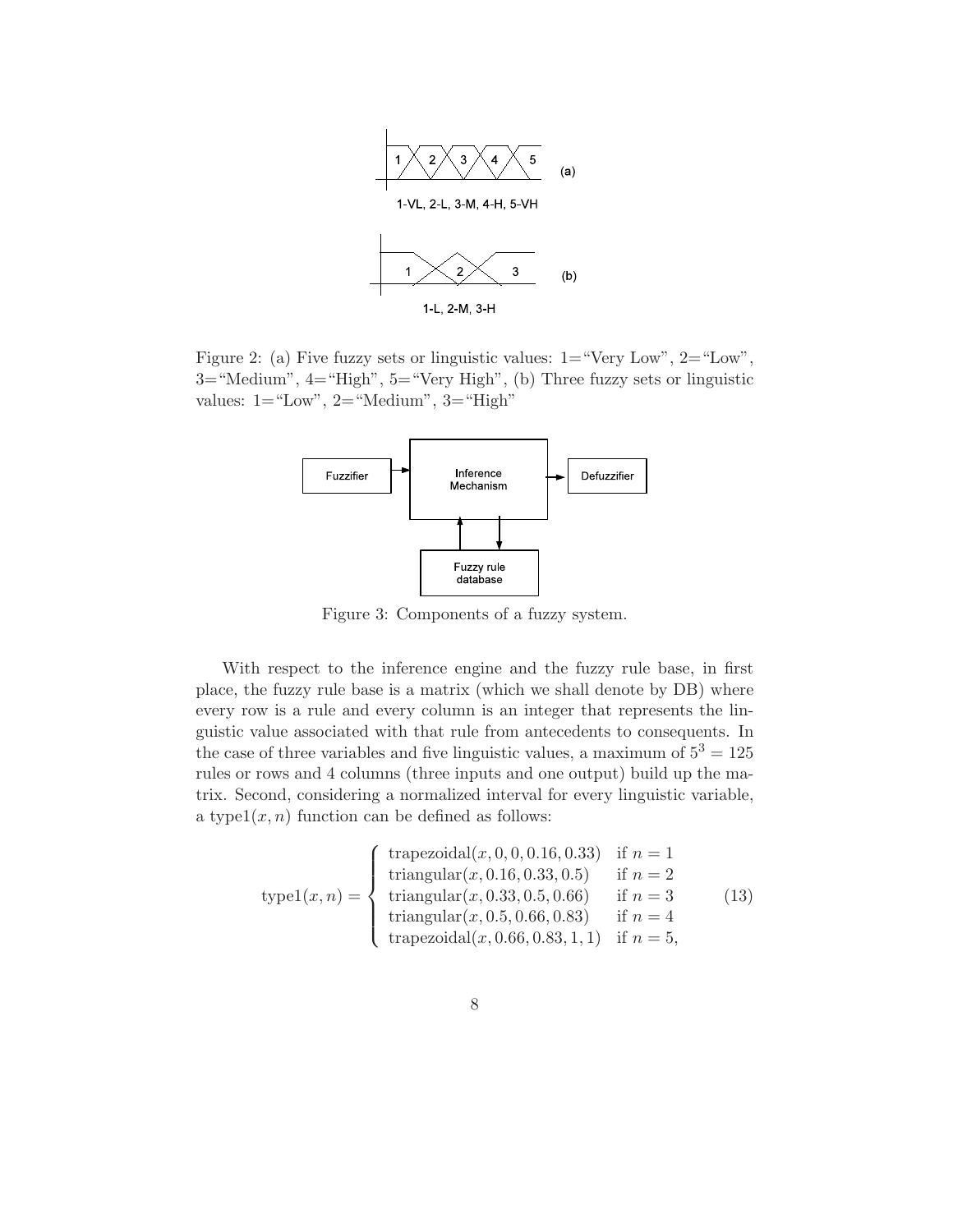Figure 2: (a) Five fuzzy sets or linguistic values: 1="Very Low", 2="Low", 3="Medium", 4="High", 5="Very High", (b) Three fuzzy sets or linguistic values: 1="Low", 2="Medium", 3="High"

Figure 3: Components of a fuzzy system.

With respect to the inference engine and the fuzzy rule base, in first place, the fuzzy rule base is a matrix (which we shall denote by DB) where every row is a rule and every column is an integer that represents the linguistic value associated with that rule from antecedents to consequents. In the case of three variables and five linguistic values, a maximum of $5^3 = 125$ rules or rows and 4 columns (three inputs and one output) build up the matrix. Second, considering a normalized interval for every linguistic variable, a type1$(x, n)$ function can be defined as follows:

$$
\text{type1}(x, n) = \begin{cases} \text{trapezoidal}(x, 0, 0, 0.16, 0.33) & \text{if } n = 1 \\ \text{triangular}(x, 0.16, 0.33, 0.5) & \text{if } n = 2 \\ \text{triangular}(x, 0.33, 0.5, 0.66) & \text{if } n = 3 \\ \text{triangular}(x, 0.5, 0.66, 0.83) & \text{if } n = 4 \\ \text{trapezoidal}(x, 0.66, 0.83, 1, 1) & \text{if } n = 5, \end{cases} \tag{13}
$$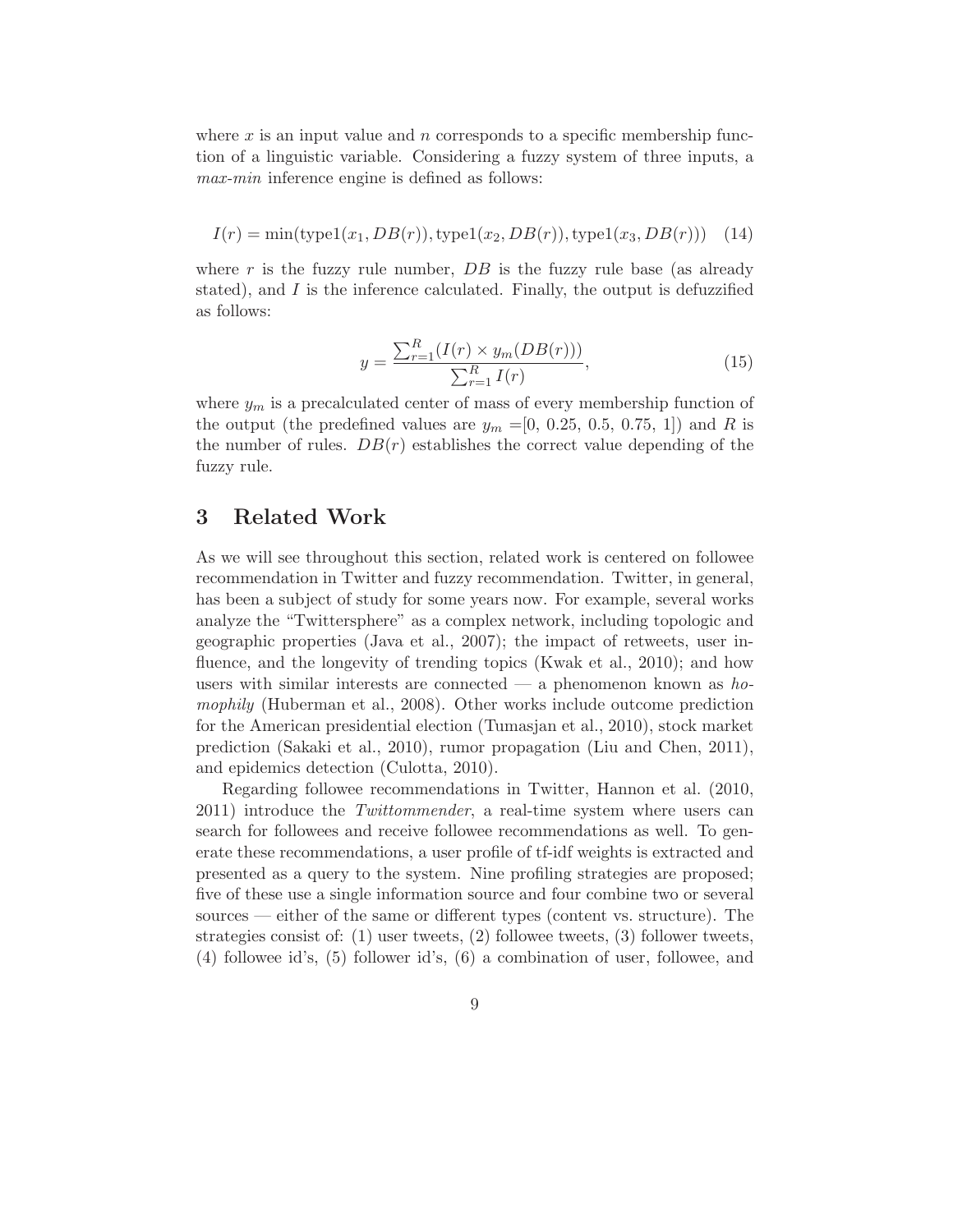where $x$ is an input value and $n$ corresponds to a specific membership function of a linguistic variable. Considering a fuzzy system of three inputs, a *max-min* inference engine is defined as follows:

$$I(r) = \min(\text{type1}(x_1, DB(r)), \text{type1}(x_2, DB(r)), \text{type1}(x_3, DB(r))) \quad (14)$$

where $r$ is the fuzzy rule number, $DB$ is the fuzzy rule base (as already stated), and $I$ is the inference calculated. Finally, the output is defuzzified as follows:

$$y = \frac{\sum_{r=1}^{R}(I(r) \times y_m(DB(r)))}{\sum_{r=1}^{R} I(r)}, \quad (15)$$

where $y_m$ is a precalculated center of mass of every membership function of the output (the predefined values are $y_m =$[0, 0.25, 0.5, 0.75, 1]) and $R$ is the number of rules. $DB(r)$ establishes the correct value depending of the fuzzy rule.

# 3 Related Work

As we will see throughout this section, related work is centered on followee recommendation in Twitter and fuzzy recommendation. Twitter, in general, has been a subject of study for some years now. For example, several works analyze the "Twittersphere" as a complex network, including topologic and geographic properties (Java et al., 2007); the impact of retweets, user influence, and the longevity of trending topics (Kwak et al., 2010); and how users with similar interests are connected — a phenomenon known as *homophily* (Huberman et al., 2008). Other works include outcome prediction for the American presidential election (Tumasjan et al., 2010), stock market prediction (Sakaki et al., 2010), rumor propagation (Liu and Chen, 2011), and epidemics detection (Culotta, 2010).

Regarding followee recommendations in Twitter, Hannon et al. (2010, 2011) introduce the *Twittommender*, a real-time system where users can search for followees and receive followee recommendations as well. To generate these recommendations, a user profile of tf-idf weights is extracted and presented as a query to the system. Nine profiling strategies are proposed; five of these use a single information source and four combine two or several sources — either of the same or different types (content vs. structure). The strategies consist of: (1) user tweets, (2) followee tweets, (3) follower tweets, (4) followee id's, (5) follower id's, (6) a combination of user, followee, and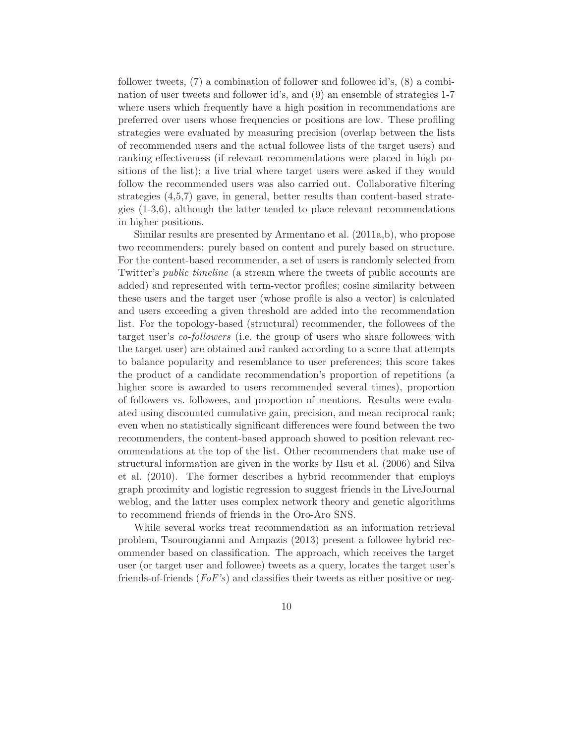follower tweets, (7) a combination of follower and followee id's, (8) a combination of user tweets and follower id's, and (9) an ensemble of strategies 1-7 where users which frequently have a high position in recommendations are preferred over users whose frequencies or positions are low. These profiling strategies were evaluated by measuring precision (overlap between the lists of recommended users and the actual followee lists of the target users) and ranking effectiveness (if relevant recommendations were placed in high positions of the list); a live trial where target users were asked if they would follow the recommended users was also carried out. Collaborative filtering strategies (4,5,7) gave, in general, better results than content-based strategies (1-3,6), although the latter tended to place relevant recommendations in higher positions.

Similar results are presented by Armentano et al. (2011a,b), who propose two recommenders: purely based on content and purely based on structure. For the content-based recommender, a set of users is randomly selected from Twitter's *public timeline* (a stream where the tweets of public accounts are added) and represented with term-vector profiles; cosine similarity between these users and the target user (whose profile is also a vector) is calculated and users exceeding a given threshold are added into the recommendation list. For the topology-based (structural) recommender, the followees of the target user's *co-followers* (i.e. the group of users who share followees with the target user) are obtained and ranked according to a score that attempts to balance popularity and resemblance to user preferences; this score takes the product of a candidate recommendation's proportion of repetitions (a higher score is awarded to users recommended several times), proportion of followers vs. followees, and proportion of mentions. Results were evaluated using discounted cumulative gain, precision, and mean reciprocal rank; even when no statistically significant differences were found between the two recommenders, the content-based approach showed to position relevant recommendations at the top of the list. Other recommenders that make use of structural information are given in the works by Hsu et al. (2006) and Silva et al. (2010). The former describes a hybrid recommender that employs graph proximity and logistic regression to suggest friends in the LiveJournal weblog, and the latter uses complex network theory and genetic algorithms to recommend friends of friends in the Oro-Aro SNS.

While several works treat recommendation as an information retrieval problem, Tsourougianni and Ampazis (2013) present a followee hybrid recommender based on classification. The approach, which receives the target user (or target user and followee) tweets as a query, locates the target user's friends-of-friends (*FoF's*) and classifies their tweets as either positive or neg-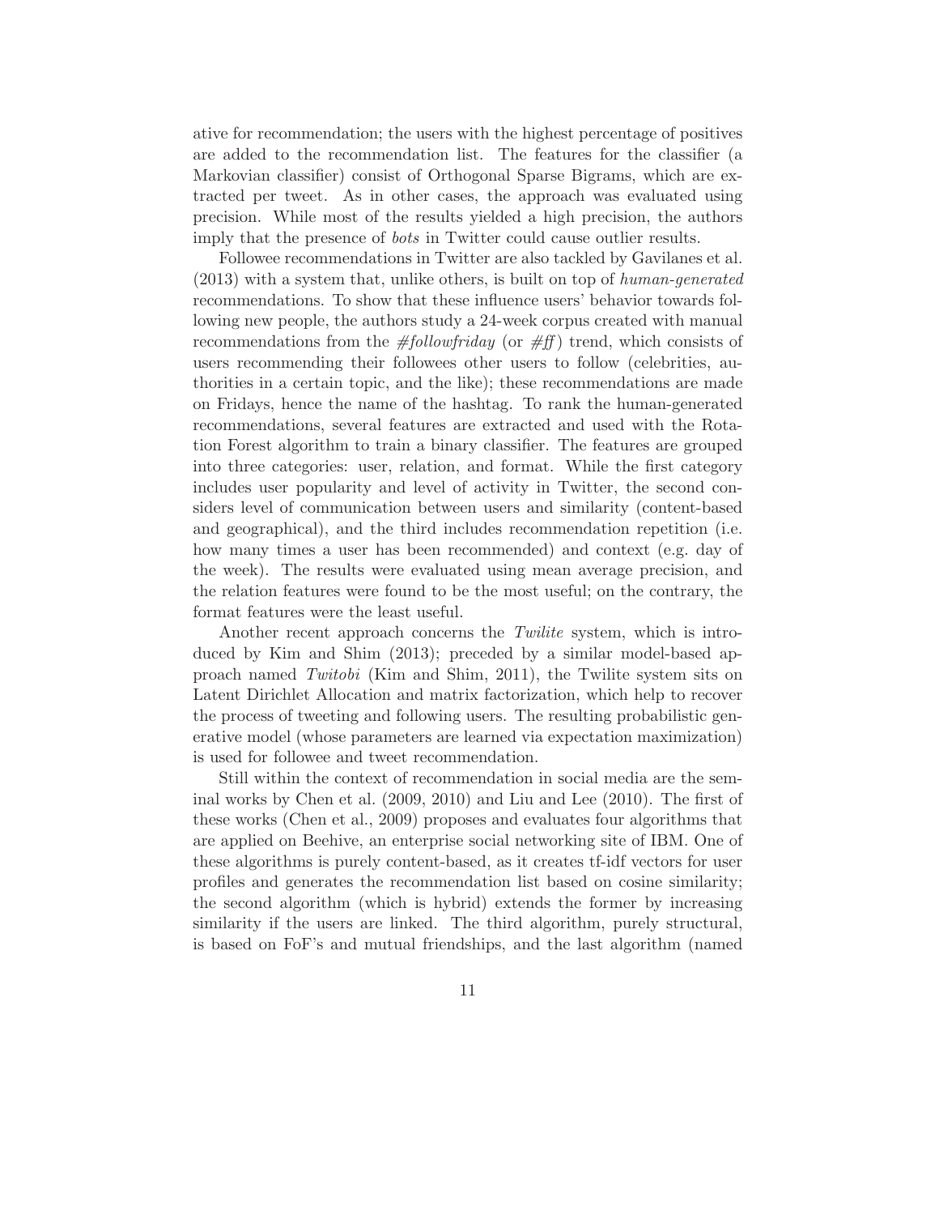ative for recommendation; the users with the highest percentage of positives are added to the recommendation list. The features for the classifier (a Markovian classifier) consist of Orthogonal Sparse Bigrams, which are extracted per tweet. As in other cases, the approach was evaluated using precision. While most of the results yielded a high precision, the authors imply that the presence of *bots* in Twitter could cause outlier results.

Followee recommendations in Twitter are also tackled by Gavilanes et al. (2013) with a system that, unlike others, is built on top of *human-generated* recommendations. To show that these influence users' behavior towards following new people, the authors study a 24-week corpus created with manual recommendations from the *#followfriday* (or *#ff*) trend, which consists of users recommending their followees other users to follow (celebrities, authorities in a certain topic, and the like); these recommendations are made on Fridays, hence the name of the hashtag. To rank the human-generated recommendations, several features are extracted and used with the Rotation Forest algorithm to train a binary classifier. The features are grouped into three categories: user, relation, and format. While the first category includes user popularity and level of activity in Twitter, the second considers level of communication between users and similarity (content-based and geographical), and the third includes recommendation repetition (i.e. how many times a user has been recommended) and context (e.g. day of the week). The results were evaluated using mean average precision, and the relation features were found to be the most useful; on the contrary, the format features were the least useful.

Another recent approach concerns the *Twilite* system, which is introduced by Kim and Shim (2013); preceded by a similar model-based approach named *Twitobi* (Kim and Shim, 2011), the Twilite system sits on Latent Dirichlet Allocation and matrix factorization, which help to recover the process of tweeting and following users. The resulting probabilistic generative model (whose parameters are learned via expectation maximization) is used for followee and tweet recommendation.

Still within the context of recommendation in social media are the seminal works by Chen et al. (2009, 2010) and Liu and Lee (2010). The first of these works (Chen et al., 2009) proposes and evaluates four algorithms that are applied on Beehive, an enterprise social networking site of IBM. One of these algorithms is purely content-based, as it creates tf-idf vectors for user profiles and generates the recommendation list based on cosine similarity; the second algorithm (which is hybrid) extends the former by increasing similarity if the users are linked. The third algorithm, purely structural, is based on FoF's and mutual friendships, and the last algorithm (named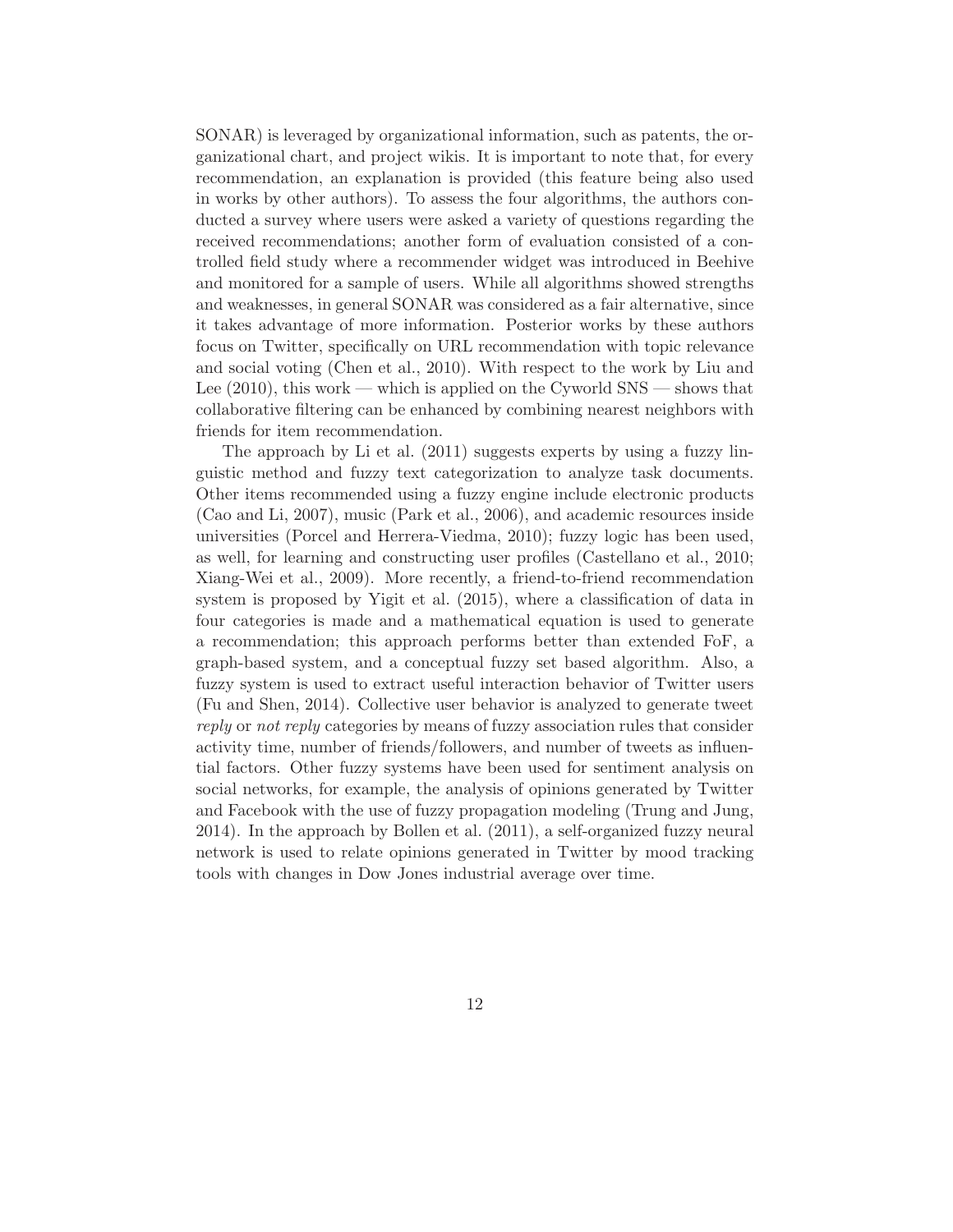SONAR) is leveraged by organizational information, such as patents, the organizational chart, and project wikis. It is important to note that, for every recommendation, an explanation is provided (this feature being also used in works by other authors). To assess the four algorithms, the authors conducted a survey where users were asked a variety of questions regarding the received recommendations; another form of evaluation consisted of a controlled field study where a recommender widget was introduced in Beehive and monitored for a sample of users. While all algorithms showed strengths and weaknesses, in general SONAR was considered as a fair alternative, since it takes advantage of more information. Posterior works by these authors focus on Twitter, specifically on URL recommendation with topic relevance and social voting (Chen et al., 2010). With respect to the work by Liu and Lee (2010), this work — which is applied on the Cyworld SNS — shows that collaborative filtering can be enhanced by combining nearest neighbors with friends for item recommendation.

The approach by Li et al. (2011) suggests experts by using a fuzzy linguistic method and fuzzy text categorization to analyze task documents. Other items recommended using a fuzzy engine include electronic products (Cao and Li, 2007), music (Park et al., 2006), and academic resources inside universities (Porcel and Herrera-Viedma, 2010); fuzzy logic has been used, as well, for learning and constructing user profiles (Castellano et al., 2010; Xiang-Wei et al., 2009). More recently, a friend-to-friend recommendation system is proposed by Yigit et al. (2015), where a classification of data in four categories is made and a mathematical equation is used to generate a recommendation; this approach performs better than extended FoF, a graph-based system, and a conceptual fuzzy set based algorithm. Also, a fuzzy system is used to extract useful interaction behavior of Twitter users (Fu and Shen, 2014). Collective user behavior is analyzed to generate tweet *reply* or *not reply* categories by means of fuzzy association rules that consider activity time, number of friends/followers, and number of tweets as influential factors. Other fuzzy systems have been used for sentiment analysis on social networks, for example, the analysis of opinions generated by Twitter and Facebook with the use of fuzzy propagation modeling (Trung and Jung, 2014). In the approach by Bollen et al. (2011), a self-organized fuzzy neural network is used to relate opinions generated in Twitter by mood tracking tools with changes in Dow Jones industrial average over time.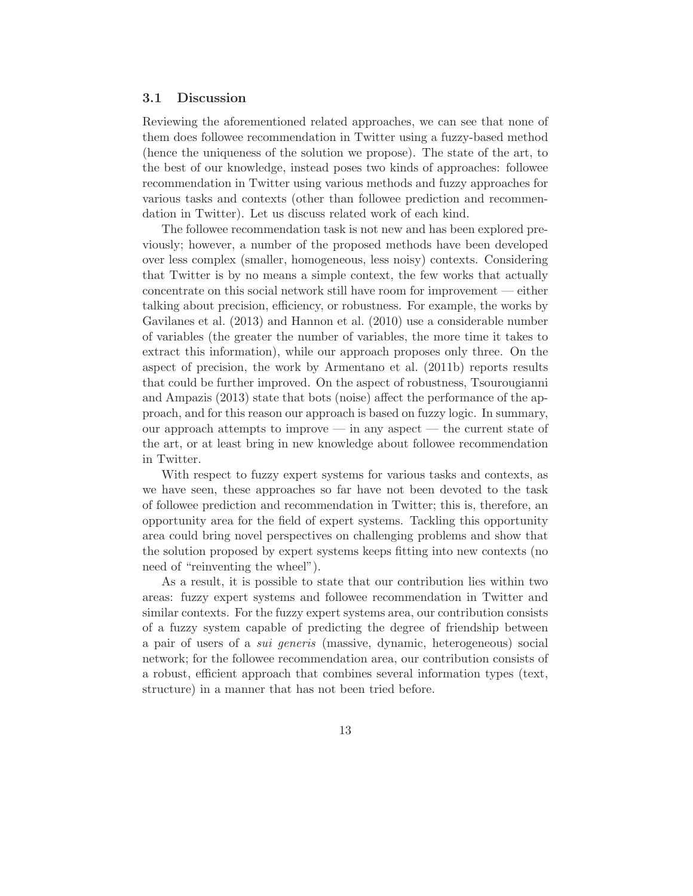### 3.1 Discussion

Reviewing the aforementioned related approaches, we can see that none of them does followee recommendation in Twitter using a fuzzy-based method (hence the uniqueness of the solution we propose). The state of the art, to the best of our knowledge, instead poses two kinds of approaches: followee recommendation in Twitter using various methods and fuzzy approaches for various tasks and contexts (other than followee prediction and recommendation in Twitter). Let us discuss related work of each kind.

The followee recommendation task is not new and has been explored previously; however, a number of the proposed methods have been developed over less complex (smaller, homogeneous, less noisy) contexts. Considering that Twitter is by no means a simple context, the few works that actually concentrate on this social network still have room for improvement — either talking about precision, efficiency, or robustness. For example, the works by Gavilanes et al. (2013) and Hannon et al. (2010) use a considerable number of variables (the greater the number of variables, the more time it takes to extract this information), while our approach proposes only three. On the aspect of precision, the work by Armentano et al. (2011b) reports results that could be further improved. On the aspect of robustness, Tsourougianni and Ampazis (2013) state that bots (noise) affect the performance of the approach, and for this reason our approach is based on fuzzy logic. In summary, our approach attempts to improve — in any aspect — the current state of the art, or at least bring in new knowledge about followee recommendation in Twitter.

With respect to fuzzy expert systems for various tasks and contexts, as we have seen, these approaches so far have not been devoted to the task of followee prediction and recommendation in Twitter; this is, therefore, an opportunity area for the field of expert systems. Tackling this opportunity area could bring novel perspectives on challenging problems and show that the solution proposed by expert systems keeps fitting into new contexts (no need of "reinventing the wheel").

As a result, it is possible to state that our contribution lies within two areas: fuzzy expert systems and followee recommendation in Twitter and similar contexts. For the fuzzy expert systems area, our contribution consists of a fuzzy system capable of predicting the degree of friendship between a pair of users of a *sui generis* (massive, dynamic, heterogeneous) social network; for the followee recommendation area, our contribution consists of a robust, efficient approach that combines several information types (text, structure) in a manner that has not been tried before.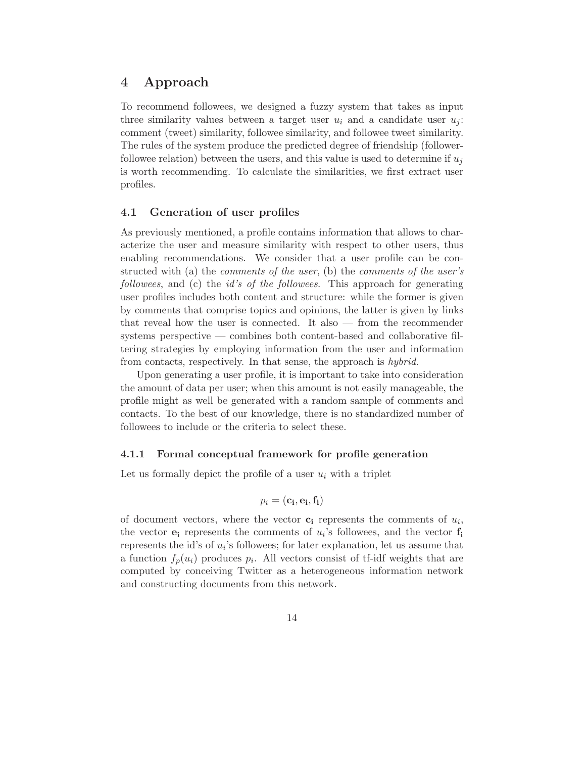# 4 Approach

To recommend followees, we designed a fuzzy system that takes as input three similarity values between a target user $u_i$ and a candidate user $u_j$: comment (tweet) similarity, followee similarity, and followee tweet similarity. The rules of the system produce the predicted degree of friendship (follower-followee relation) between the users, and this value is used to determine if $u_j$ is worth recommending. To calculate the similarities, we first extract user profiles.

## 4.1 Generation of user profiles

As previously mentioned, a profile contains information that allows to characterize the user and measure similarity with respect to other users, thus enabling recommendations. We consider that a user profile can be constructed with (a) the *comments of the user*, (b) the *comments of the user's followees*, and (c) the *id's of the followees*. This approach for generating user profiles includes both content and structure: while the former is given by comments that comprise topics and opinions, the latter is given by links that reveal how the user is connected. It also — from the recommender systems perspective — combines both content-based and collaborative filtering strategies by employing information from the user and information from contacts, respectively. In that sense, the approach is *hybrid*.

Upon generating a user profile, it is important to take into consideration the amount of data per user; when this amount is not easily manageable, the profile might as well be generated with a random sample of comments and contacts. To the best of our knowledge, there is no standardized number of followees to include or the criteria to select these.

### 4.1.1 Formal conceptual framework for profile generation

Let us formally depict the profile of a user $u_i$ with a triplet

$$p_i = (\mathbf{c_i}, \mathbf{e_i}, \mathbf{f_i})$$

of document vectors, where the vector $\mathbf{c_i}$ represents the comments of $u_i$, the vector $\mathbf{e_i}$ represents the comments of $u_i$'s followees, and the vector $\mathbf{f_i}$ represents the id's of $u_i$'s followees; for later explanation, let us assume that a function $f_p(u_i)$ produces $p_i$. All vectors consist of tf-idf weights that are computed by conceiving Twitter as a heterogeneous information network and constructing documents from this network.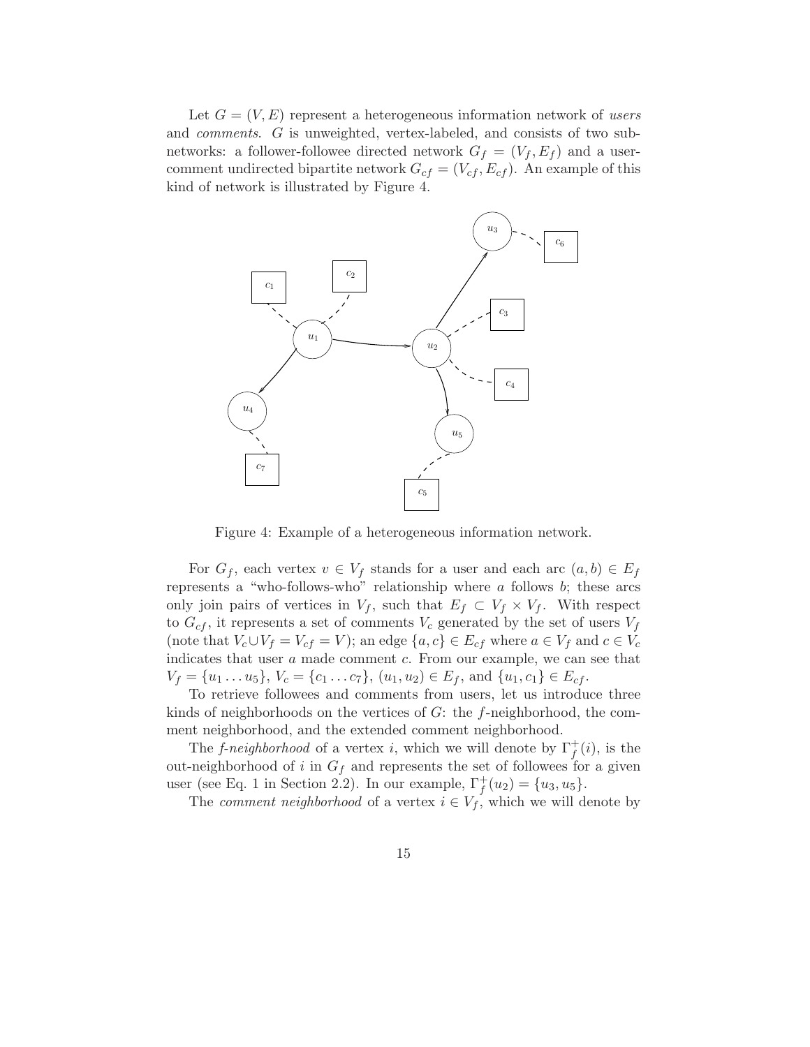Let $G = (V, E)$ represent a heterogeneous information network of *users* and *comments*. $G$ is unweighted, vertex-labeled, and consists of two subnetworks: a follower-followee directed network $G_f = (V_f, E_f)$ and a user-comment undirected bipartite network $G_{cf} = (V_{cf}, E_{cf})$. An example of this kind of network is illustrated by Figure 4.

Figure 4: Example of a heterogeneous information network.

For $G_f$, each vertex $v \in V_f$ stands for a user and each arc $(a, b) \in E_f$ represents a "who-follows-who" relationship where $a$ follows $b$; these arcs only join pairs of vertices in $V_f$, such that $E_f \subset V_f \times V_f$. With respect to $G_{cf}$, it represents a set of comments $V_c$ generated by the set of users $V_f$ (note that $V_c \cup V_f = V_{cf} = V$); an edge $\{a, c\} \in E_{cf}$ where $a \in V_f$ and $c \in V_c$ indicates that user $a$ made comment $c$. From our example, we can see that $V_f = \{u_1 \dots u_5\}$, $V_c = \{c_1 \dots c_7\}$, $(u_1, u_2) \in E_f$, and $\{u_1, c_1\} \in E_{cf}$.

To retrieve followees and comments from users, let us introduce three kinds of neighborhoods on the vertices of $G$: the $f$-neighborhood, the comment neighborhood, and the extended comment neighborhood.

The *f-neighborhood* of a vertex $i$, which we will denote by $\Gamma_f^+(i)$, is the out-neighborhood of $i$ in $G_f$ and represents the set of followees for a given user (see Eq. 1 in Section 2.2). In our example, $\Gamma_f^+(u_2) = \{u_3, u_5\}$.

The *comment neighborhood* of a vertex $i \in V_f$, which we will denote by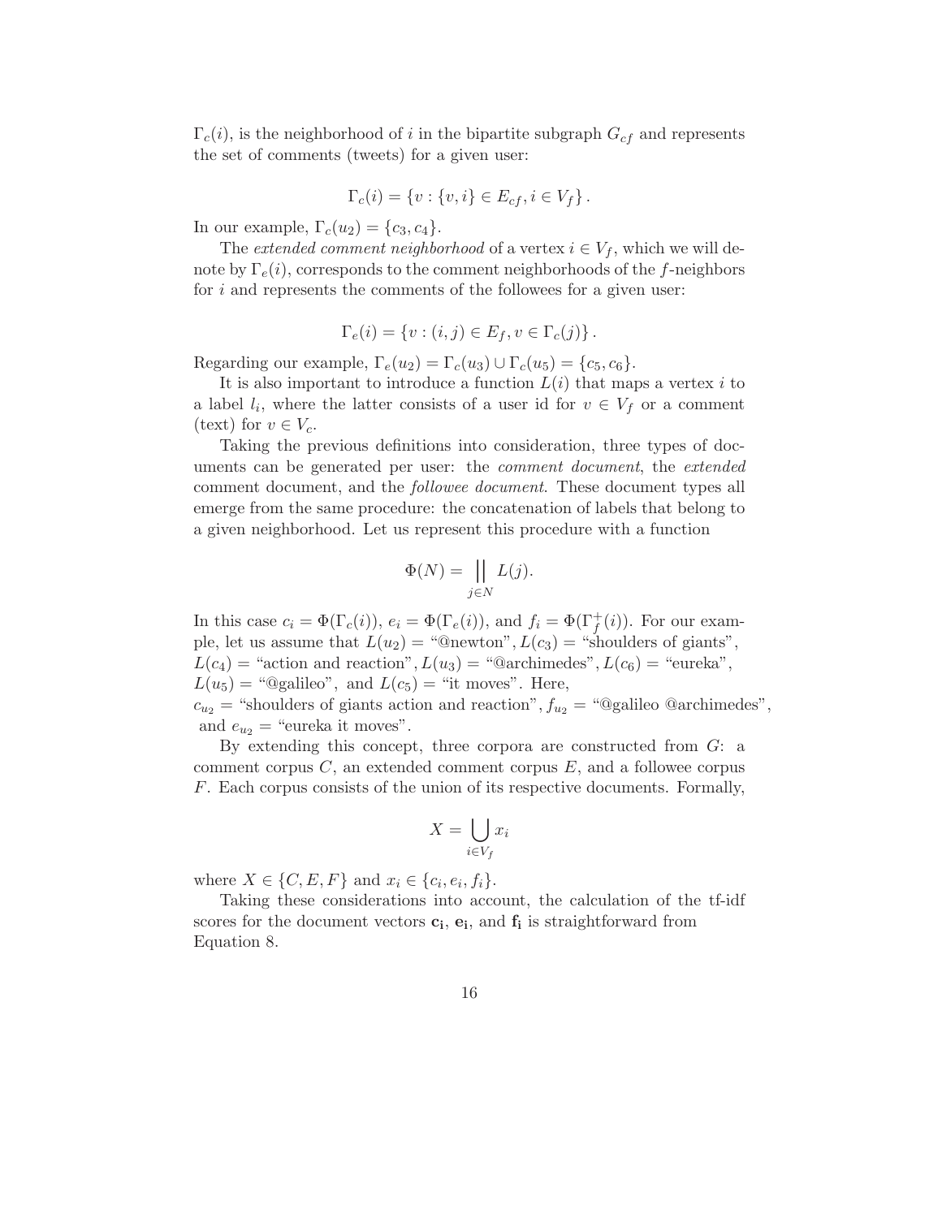$\Gamma_c(i)$, is the neighborhood of $i$ in the bipartite subgraph $G_{cf}$ and represents the set of comments (tweets) for a given user:

$$\Gamma_c(i) = \{v : \{v, i\} \in E_{cf}, i \in V_f\}.$$

In our example, $\Gamma_c(u_2) = \{c_3, c_4\}$.

The *extended comment neighborhood* of a vertex $i \in V_f$, which we will denote by $\Gamma_e(i)$, corresponds to the comment neighborhoods of the $f$-neighbors for $i$ and represents the comments of the followees for a given user:

$$\Gamma_e(i) = \{v : (i, j) \in E_f, v \in \Gamma_c(j)\}.$$

Regarding our example, $\Gamma_e(u_2) = \Gamma_c(u_3) \cup \Gamma_c(u_5) = \{c_5, c_6\}$.

It is also important to introduce a function $L(i)$ that maps a vertex $i$ to a label $l_i$, where the latter consists of a user id for $v \in V_f$ or a comment (text) for $v \in V_c$.

Taking the previous definitions into consideration, three types of documents can be generated per user: the *comment document*, the *extended* comment document, and the *followee document*. These document types all emerge from the same procedure: the concatenation of labels that belong to a given neighborhood. Let us represent this procedure with a function

$$\Phi(N) = \mathop{\Big|\Big|}_{j \in N} L(j).$$

In this case $c_i = \Phi(\Gamma_c(i))$, $e_i = \Phi(\Gamma_e(i))$, and $f_i = \Phi(\Gamma_f^+(i))$. For our example, let us assume that $L(u_2) =$ "@newton", $L(c_3) =$ "shoulders of giants", $L(c_4) =$ "action and reaction", $L(u_3) =$ "@archimedes", $L(c_6) =$ "eureka", $L(u_5) =$ "@galileo", and $L(c_5) =$ "it moves". Here,
$c_{u_2} =$ "shoulders of giants action and reaction", $f_{u_2} =$ "@galileo @archimedes", and $e_{u_2} =$ "eureka it moves".

By extending this concept, three corpora are constructed from $G$: a comment corpus $C$, an extended comment corpus $E$, and a followee corpus $F$. Each corpus consists of the union of its respective documents. Formally,

$$X = \bigcup_{i \in V_f} x_i$$

where $X \in \{C, E, F\}$ and $x_i \in \{c_i, e_i, f_i\}$.

Taking these considerations into account, the calculation of the tf-idf scores for the document vectors $\mathbf{c_i}$, $\mathbf{e_i}$, and $\mathbf{f_i}$ is straightforward from Equation 8.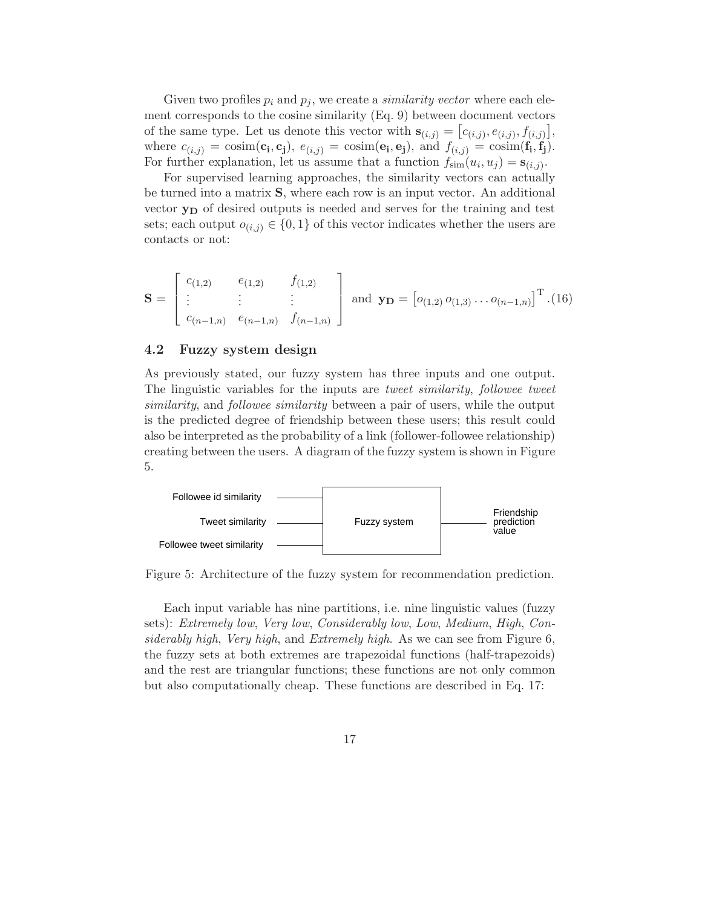Given two profiles $p_i$ and $p_j$, we create a *similarity vector* where each element corresponds to the cosine similarity (Eq. 9) between document vectors of the same type. Let us denote this vector with $\mathbf{s}_{(i,j)} = \left[c_{(i,j)}, e_{(i,j)}, f_{(i,j)}\right]$, where $c_{(i,j)} = \text{cosim}(\mathbf{c_i}, \mathbf{c_j})$, $e_{(i,j)} = \text{cosim}(\mathbf{e_i}, \mathbf{e_j})$, and $f_{(i,j)} = \text{cosim}(\mathbf{f_i}, \mathbf{f_j})$. For further explanation, let us assume that a function $f_{\text{sim}}(u_i, u_j) = \mathbf{s}_{(i,j)}$.

For supervised learning approaches, the similarity vectors can actually be turned into a matrix $\mathbf{S}$, where each row is an input vector. An additional vector $\mathbf{y_D}$ of desired outputs is needed and serves for the training and test sets; each output $o_{(i,j)} \in \{0, 1\}$ of this vector indicates whether the users are contacts or not:

$$\mathbf{S} = \begin{bmatrix} c_{(1,2)} & e_{(1,2)} & f_{(1,2)} \\ \vdots & \vdots & \vdots \\ c_{(n-1,n)} & e_{(n-1,n)} & f_{(n-1,n)} \end{bmatrix} \text{ and } \mathbf{y_D} = \left[o_{(1,2)}\, o_{(1,3)} \ldots o_{(n-1,n)}\right]^{\text{T}}. \quad (16)$$

### 4.2 Fuzzy system design

As previously stated, our fuzzy system has three inputs and one output. The linguistic variables for the inputs are *tweet similarity*, *followee tweet similarity*, and *followee similarity* between a pair of users, while the output is the predicted degree of friendship between these users; this result could also be interpreted as the probability of a link (follower-followee relationship) creating between the users. A diagram of the fuzzy system is shown in Figure 5.

Figure 5: Architecture of the fuzzy system for recommendation prediction.

Each input variable has nine partitions, i.e. nine linguistic values (fuzzy sets): *Extremely low*, *Very low*, *Considerably low*, *Low*, *Medium*, *High*, *Considerably high*, *Very high*, and *Extremely high*. As we can see from Figure 6, the fuzzy sets at both extremes are trapezoidal functions (half-trapezoids) and the rest are triangular functions; these functions are not only common but also computationally cheap. These functions are described in Eq. 17: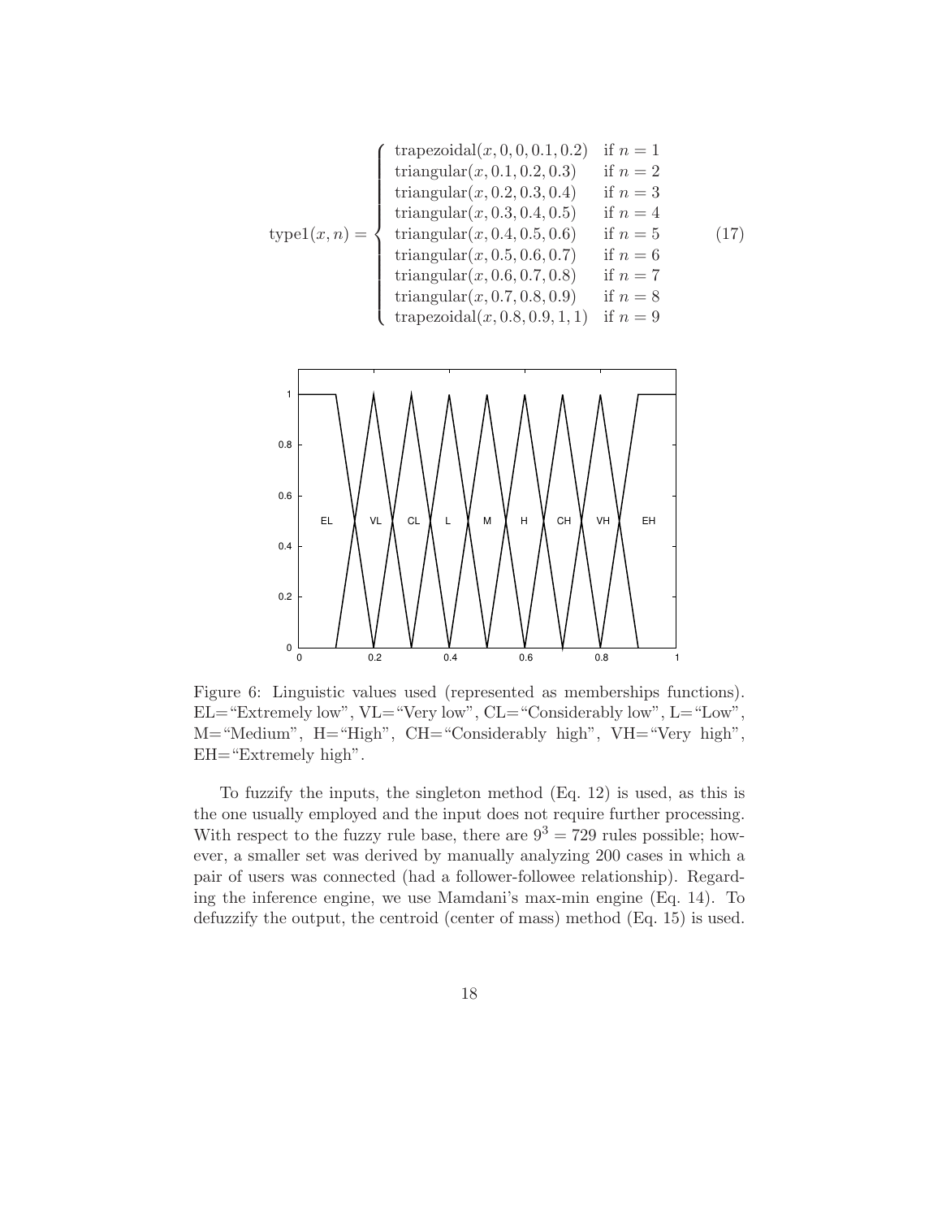$$
\text{type1}(x, n) = \begin{cases}
\text{trapezoidal}(x, 0, 0, 0.1, 0.2) & \text{if } n = 1 \\
\text{triangular}(x, 0.1, 0.2, 0.3) & \text{if } n = 2 \\
\text{triangular}(x, 0.2, 0.3, 0.4) & \text{if } n = 3 \\
\text{triangular}(x, 0.3, 0.4, 0.5) & \text{if } n = 4 \\
\text{triangular}(x, 0.4, 0.5, 0.6) & \text{if } n = 5 \\
\text{triangular}(x, 0.5, 0.6, 0.7) & \text{if } n = 6 \\
\text{triangular}(x, 0.6, 0.7, 0.8) & \text{if } n = 7 \\
\text{triangular}(x, 0.7, 0.8, 0.9) & \text{if } n = 8 \\
\text{trapezoidal}(x, 0.8, 0.9, 1, 1) & \text{if } n = 9
\end{cases} \tag{17}
$$

Figure 6: Linguistic values used (represented as memberships functions). EL="Extremely low", VL="Very low", CL="Considerably low", L="Low", M="Medium", H="High", CH="Considerably high", VH="Very high", EH="Extremely high".

To fuzzify the inputs, the singleton method (Eq. 12) is used, as this is the one usually employed and the input does not require further processing. With respect to the fuzzy rule base, there are $9^3 = 729$ rules possible; however, a smaller set was derived by manually analyzing 200 cases in which a pair of users was connected (had a follower-followee relationship). Regarding the inference engine, we use Mamdani's max-min engine (Eq. 14). To defuzzify the output, the centroid (center of mass) method (Eq. 15) is used.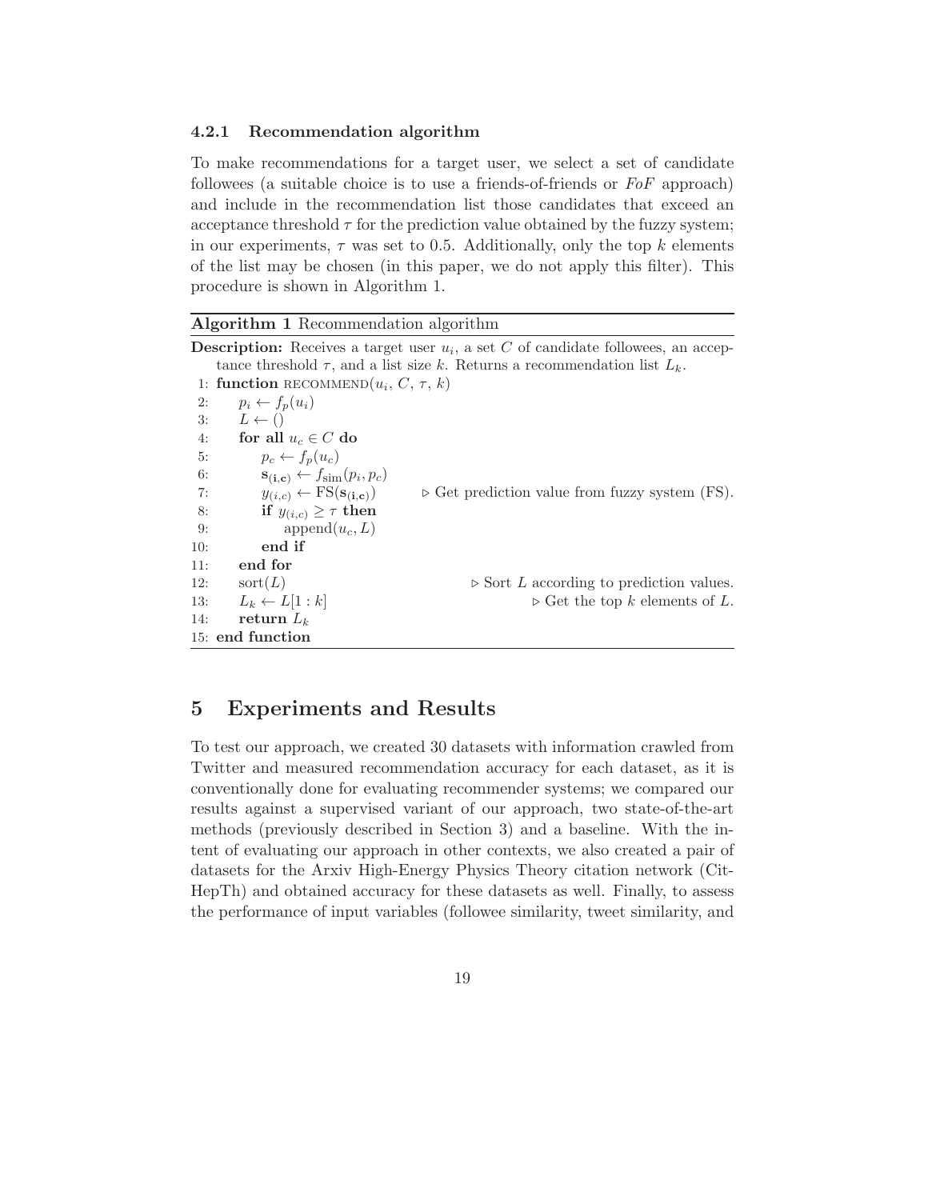### 4.2.1 Recommendation algorithm

To make recommendations for a target user, we select a set of candidate followees (a suitable choice is to use a friends-of-friends or *FoF* approach) and include in the recommendation list those candidates that exceed an acceptance threshold $\tau$ for the prediction value obtained by the fuzzy system; in our experiments, $\tau$ was set to 0.5. Additionally, only the top $k$ elements of the list may be chosen (in this paper, we do not apply this filter). This procedure is shown in Algorithm 1.

**Algorithm 1** Recommendation algorithm

**Description:** Receives a target user $u_i$, a set $C$ of candidate followees, an acceptance threshold $\tau$, and a list size $k$. Returns a recommendation list $L_k$.

```
 1: function RECOMMEND(u_i, C, τ, k)
 2:     p_i ← f_p(u_i)
 3:     L ← ()
 4:     for all u_c ∈ C do
 5:         p_c ← f_p(u_c)
 6:         s_(i,c) ← f_sim(p_i, p_c)
 7:         y_(i,c) ← FS(s_(i,c))            ▷ Get prediction value from fuzzy system (FS).
 8:         if y_(i,c) ≥ τ then
 9:             append(u_c, L)
10:         end if
11:     end for
12:     sort(L)                              ▷ Sort L according to prediction values.
13:     L_k ← L[1 : k]                       ▷ Get the top k elements of L.
14:     return L_k
15: end function
```

## 5 Experiments and Results

To test our approach, we created 30 datasets with information crawled from Twitter and measured recommendation accuracy for each dataset, as it is conventionally done for evaluating recommender systems; we compared our results against a supervised variant of our approach, two state-of-the-art methods (previously described in Section 3) and a baseline. With the intent of evaluating our approach in other contexts, we also created a pair of datasets for the Arxiv High-Energy Physics Theory citation network (Cit-HepTh) and obtained accuracy for these datasets as well. Finally, to assess the performance of input variables (followee similarity, tweet similarity, and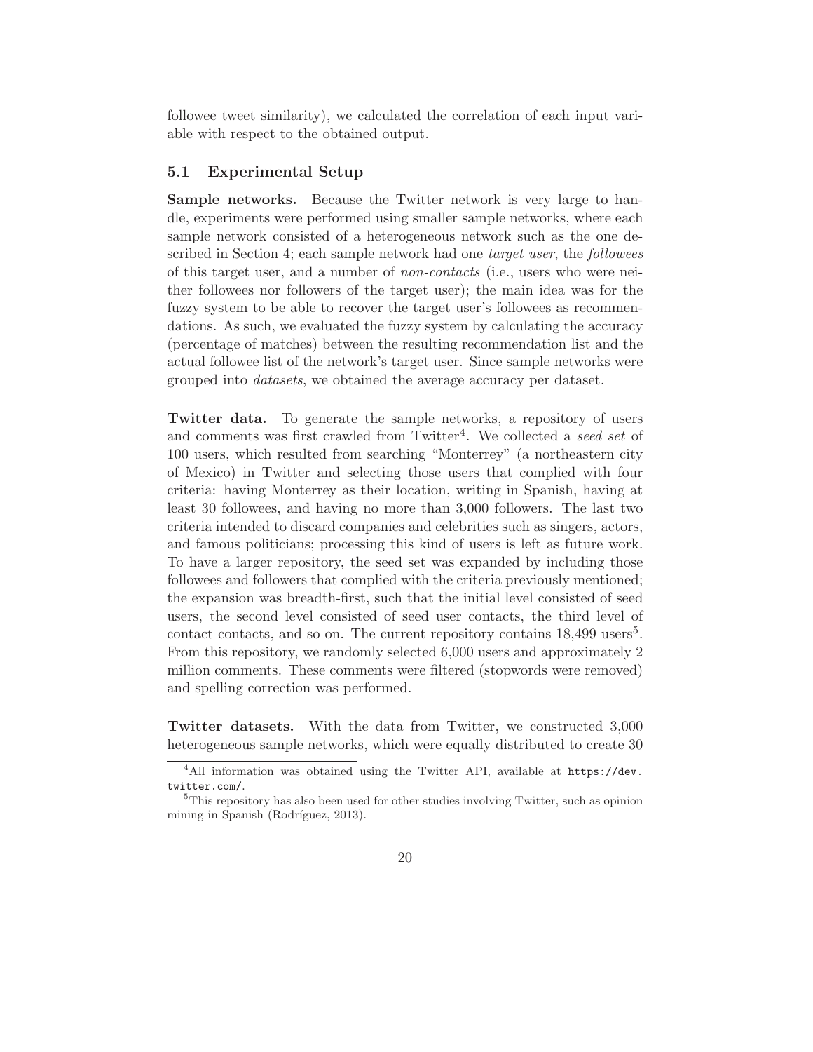followee tweet similarity), we calculated the correlation of each input variable with respect to the obtained output.

### 5.1 Experimental Setup

**Sample networks.** Because the Twitter network is very large to handle, experiments were performed using smaller sample networks, where each sample network consisted of a heterogeneous network such as the one described in Section 4; each sample network had one *target user*, the *followees* of this target user, and a number of *non-contacts* (i.e., users who were neither followees nor followers of the target user); the main idea was for the fuzzy system to be able to recover the target user's followees as recommendations. As such, we evaluated the fuzzy system by calculating the accuracy (percentage of matches) between the resulting recommendation list and the actual followee list of the network's target user. Since sample networks were grouped into *datasets*, we obtained the average accuracy per dataset.

**Twitter data.** To generate the sample networks, a repository of users and comments was first crawled from Twitter[4]. We collected a *seed set* of 100 users, which resulted from searching "Monterrey" (a northeastern city of Mexico) in Twitter and selecting those users that complied with four criteria: having Monterrey as their location, writing in Spanish, having at least 30 followees, and having no more than 3,000 followers. The last two criteria intended to discard companies and celebrities such as singers, actors, and famous politicians; processing this kind of users is left as future work. To have a larger repository, the seed set was expanded by including those followees and followers that complied with the criteria previously mentioned; the expansion was breadth-first, such that the initial level consisted of seed users, the second level consisted of seed user contacts, the third level of contact contacts, and so on. The current repository contains 18,499 users[5]. From this repository, we randomly selected 6,000 users and approximately 2 million comments. These comments were filtered (stopwords were removed) and spelling correction was performed.

**Twitter datasets.** With the data from Twitter, we constructed 3,000 heterogeneous sample networks, which were equally distributed to create 30

---

[4] All information was obtained using the Twitter API, available at `https://dev.twitter.com/`.

[5] This repository has also been used for other studies involving Twitter, such as opinion mining in Spanish (Rodríguez, 2013).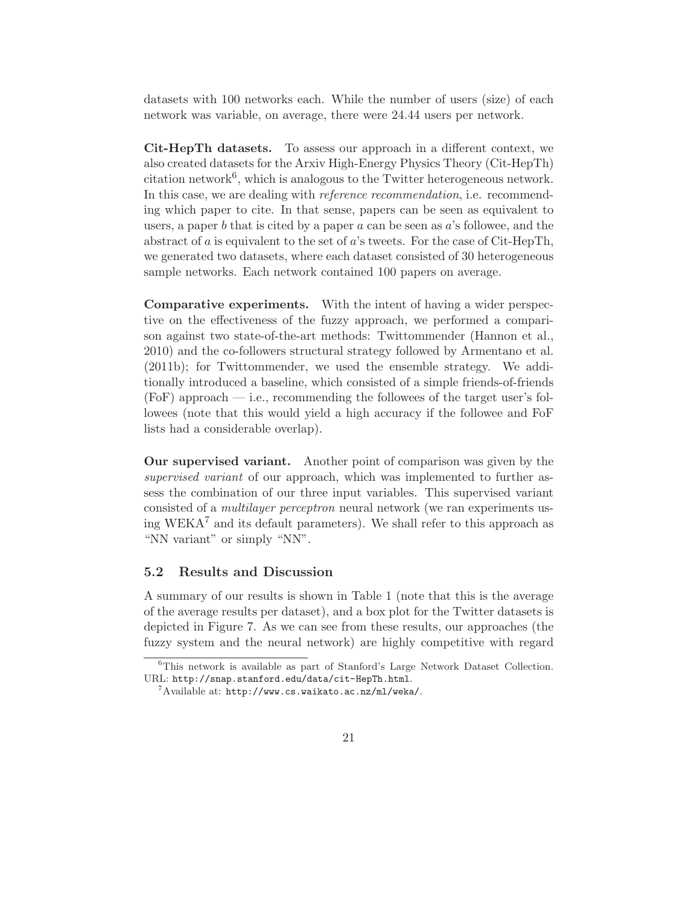datasets with 100 networks each. While the number of users (size) of each network was variable, on average, there were 24.44 users per network.

**Cit-HepTh datasets.** To assess our approach in a different context, we also created datasets for the Arxiv High-Energy Physics Theory (Cit-HepTh) citation network[6], which is analogous to the Twitter heterogeneous network. In this case, we are dealing with *reference recommendation*, i.e. recommending which paper to cite. In that sense, papers can be seen as equivalent to users, a paper $b$ that is cited by a paper $a$ can be seen as $a$'s followee, and the abstract of $a$ is equivalent to the set of $a$'s tweets. For the case of Cit-HepTh, we generated two datasets, where each dataset consisted of 30 heterogeneous sample networks. Each network contained 100 papers on average.

**Comparative experiments.** With the intent of having a wider perspective on the effectiveness of the fuzzy approach, we performed a comparison against two state-of-the-art methods: Twittommender (Hannon et al., 2010) and the co-followers structural strategy followed by Armentano et al. (2011b); for Twittommender, we used the ensemble strategy. We additionally introduced a baseline, which consisted of a simple friends-of-friends (FoF) approach — i.e., recommending the followees of the target user's followees (note that this would yield a high accuracy if the followee and FoF lists had a considerable overlap).

**Our supervised variant.** Another point of comparison was given by the *supervised variant* of our approach, which was implemented to further assess the combination of our three input variables. This supervised variant consisted of a *multilayer perceptron* neural network (we ran experiments using WEKA[7] and its default parameters). We shall refer to this approach as "NN variant" or simply "NN".

### 5.2 Results and Discussion

A summary of our results is shown in Table 1 (note that this is the average of the average results per dataset), and a box plot for the Twitter datasets is depicted in Figure 7. As we can see from these results, our approaches (the fuzzy system and the neural network) are highly competitive with regard

[6] This network is available as part of Stanford's Large Network Dataset Collection. URL: http://snap.stanford.edu/data/cit-HepTh.html.

[7] Available at: http://www.cs.waikato.ac.nz/ml/weka/.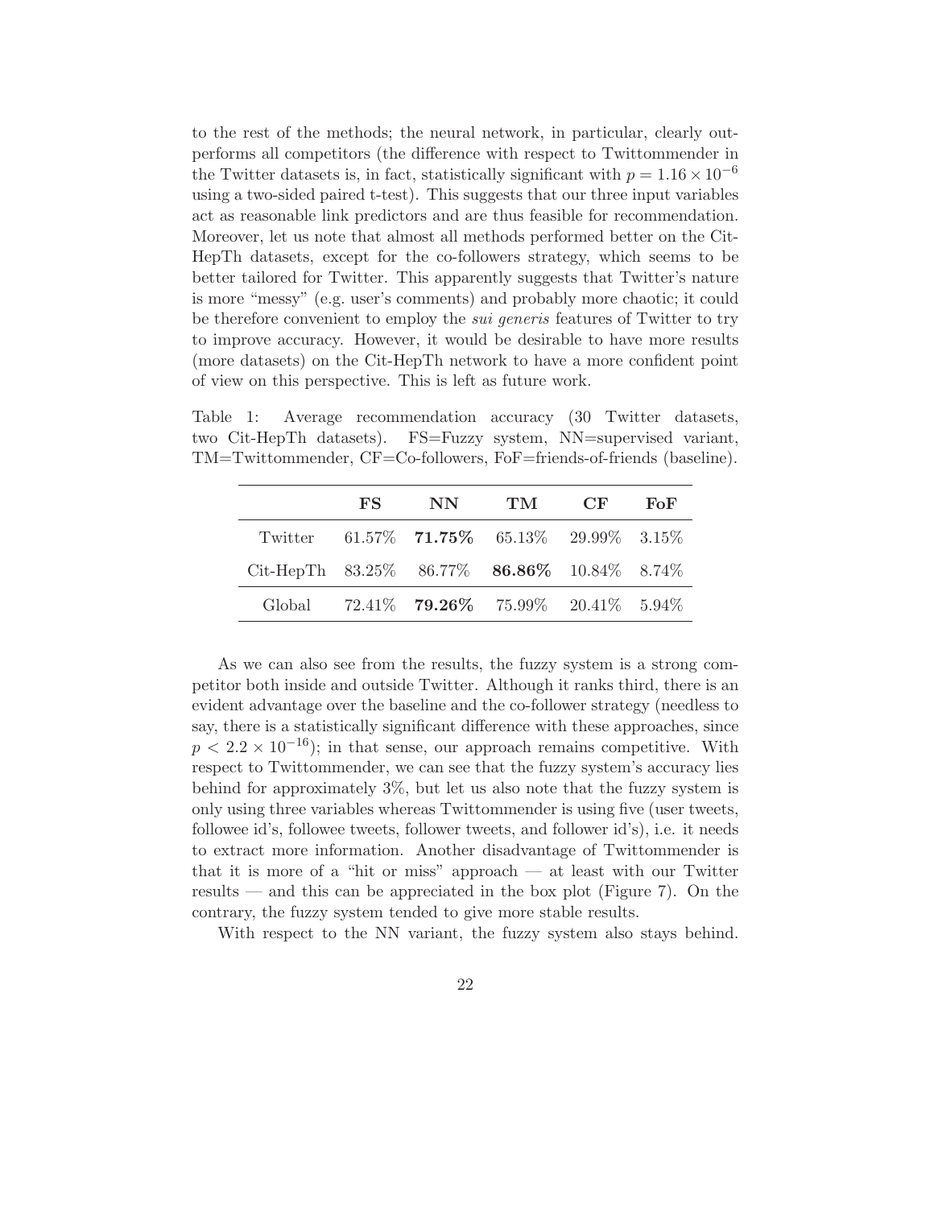to the rest of the methods; the neural network, in particular, clearly outperforms all competitors (the difference with respect to Twittommender in the Twitter datasets is, in fact, statistically significant with $p = 1.16 \times 10^{-6}$ using a two-sided paired t-test). This suggests that our three input variables act as reasonable link predictors and are thus feasible for recommendation. Moreover, let us note that almost all methods performed better on the Cit-HepTh datasets, except for the co-followers strategy, which seems to be better tailored for Twitter. This apparently suggests that Twitter's nature is more "messy" (e.g. user's comments) and probably more chaotic; it could be therefore convenient to employ the *sui generis* features of Twitter to try to improve accuracy. However, it would be desirable to have more results (more datasets) on the Cit-HepTh network to have a more confident point of view on this perspective. This is left as future work.

Table 1: Average recommendation accuracy (30 Twitter datasets, two Cit-HepTh datasets). FS=Fuzzy system, NN=supervised variant, TM=Twittommender, CF=Co-followers, FoF=friends-of-friends (baseline).

| | **FS** | **NN** | **TM** | **CF** | **FoF** |
|---|---|---|---|---|---|
| Twitter | 61.57% | **71.75%** | 65.13% | 29.99% | 3.15% |
| Cit-HepTh | 83.25% | 86.77% | **86.86%** | 10.84% | 8.74% |
| Global | 72.41% | **79.26%** | 75.99% | 20.41% | 5.94% |

As we can also see from the results, the fuzzy system is a strong competitor both inside and outside Twitter. Although it ranks third, there is an evident advantage over the baseline and the co-follower strategy (needless to say, there is a statistically significant difference with these approaches, since $p < 2.2 \times 10^{-16}$); in that sense, our approach remains competitive. With respect to Twittommender, we can see that the fuzzy system's accuracy lies behind for approximately 3%, but let us also note that the fuzzy system is only using three variables whereas Twittommender is using five (user tweets, followee id's, followee tweets, follower tweets, and follower id's), i.e. it needs to extract more information. Another disadvantage of Twittommender is that it is more of a "hit or miss" approach — at least with our Twitter results — and this can be appreciated in the box plot (Figure 7). On the contrary, the fuzzy system tended to give more stable results.

With respect to the NN variant, the fuzzy system also stays behind.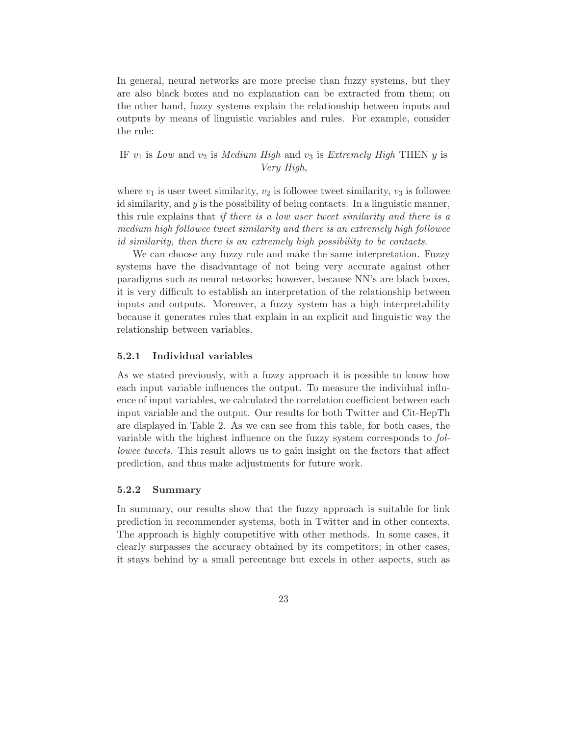In general, neural networks are more precise than fuzzy systems, but they are also black boxes and no explanation can be extracted from them; on the other hand, fuzzy systems explain the relationship between inputs and outputs by means of linguistic variables and rules. For example, consider the rule:

IF $v_1$ is *Low* and $v_2$ is *Medium High* and $v_3$ is *Extremely High* THEN $y$ is *Very High*,

where $v_1$ is user tweet similarity, $v_2$ is followee tweet similarity, $v_3$ is followee id similarity, and $y$ is the possibility of being contacts. In a linguistic manner, this rule explains that *if there is a low user tweet similarity and there is a medium high followee tweet similarity and there is an extremely high followee id similarity, then there is an extremely high possibility to be contacts*.

We can choose any fuzzy rule and make the same interpretation. Fuzzy systems have the disadvantage of not being very accurate against other paradigms such as neural networks; however, because NN's are black boxes, it is very difficult to establish an interpretation of the relationship between inputs and outputs. Moreover, a fuzzy system has a high interpretability because it generates rules that explain in an explicit and linguistic way the relationship between variables.

### 5.2.1 Individual variables

As we stated previously, with a fuzzy approach it is possible to know how each input variable influences the output. To measure the individual influence of input variables, we calculated the correlation coefficient between each input variable and the output. Our results for both Twitter and Cit-HepTh are displayed in Table 2. As we can see from this table, for both cases, the variable with the highest influence on the fuzzy system corresponds to *followee tweets*. This result allows us to gain insight on the factors that affect prediction, and thus make adjustments for future work.

### 5.2.2 Summary

In summary, our results show that the fuzzy approach is suitable for link prediction in recommender systems, both in Twitter and in other contexts. The approach is highly competitive with other methods. In some cases, it clearly surpasses the accuracy obtained by its competitors; in other cases, it stays behind by a small percentage but excels in other aspects, such as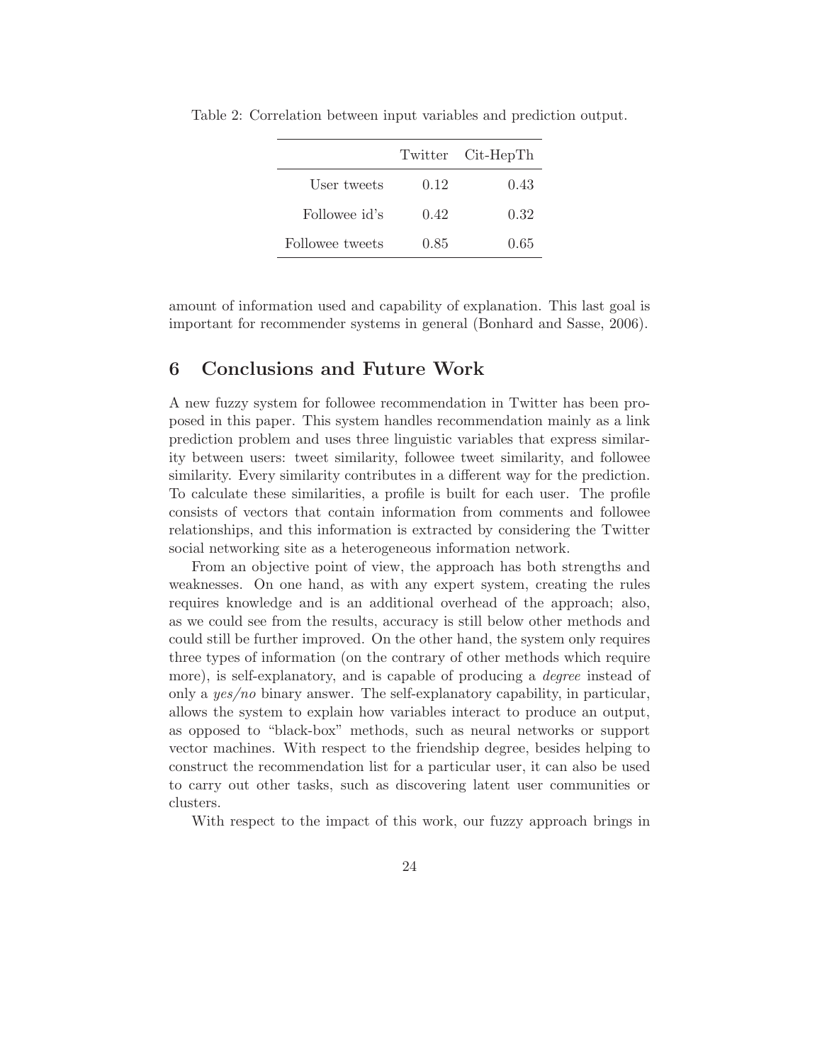Table 2: Correlation between input variables and prediction output.

| | Twitter | Cit-HepTh |
|---|---|---|
| User tweets | 0.12 | 0.43 |
| Followee id's | 0.42 | 0.32 |
| Followee tweets | 0.85 | 0.65 |

amount of information used and capability of explanation. This last goal is important for recommender systems in general (Bonhard and Sasse, 2006).

## 6 Conclusions and Future Work

A new fuzzy system for followee recommendation in Twitter has been proposed in this paper. This system handles recommendation mainly as a link prediction problem and uses three linguistic variables that express similarity between users: tweet similarity, followee tweet similarity, and followee similarity. Every similarity contributes in a different way for the prediction. To calculate these similarities, a profile is built for each user. The profile consists of vectors that contain information from comments and followee relationships, and this information is extracted by considering the Twitter social networking site as a heterogeneous information network.

From an objective point of view, the approach has both strengths and weaknesses. On one hand, as with any expert system, creating the rules requires knowledge and is an additional overhead of the approach; also, as we could see from the results, accuracy is still below other methods and could still be further improved. On the other hand, the system only requires three types of information (on the contrary of other methods which require more), is self-explanatory, and is capable of producing a *degree* instead of only a *yes/no* binary answer. The self-explanatory capability, in particular, allows the system to explain how variables interact to produce an output, as opposed to "black-box" methods, such as neural networks or support vector machines. With respect to the friendship degree, besides helping to construct the recommendation list for a particular user, it can also be used to carry out other tasks, such as discovering latent user communities or clusters.

With respect to the impact of this work, our fuzzy approach brings in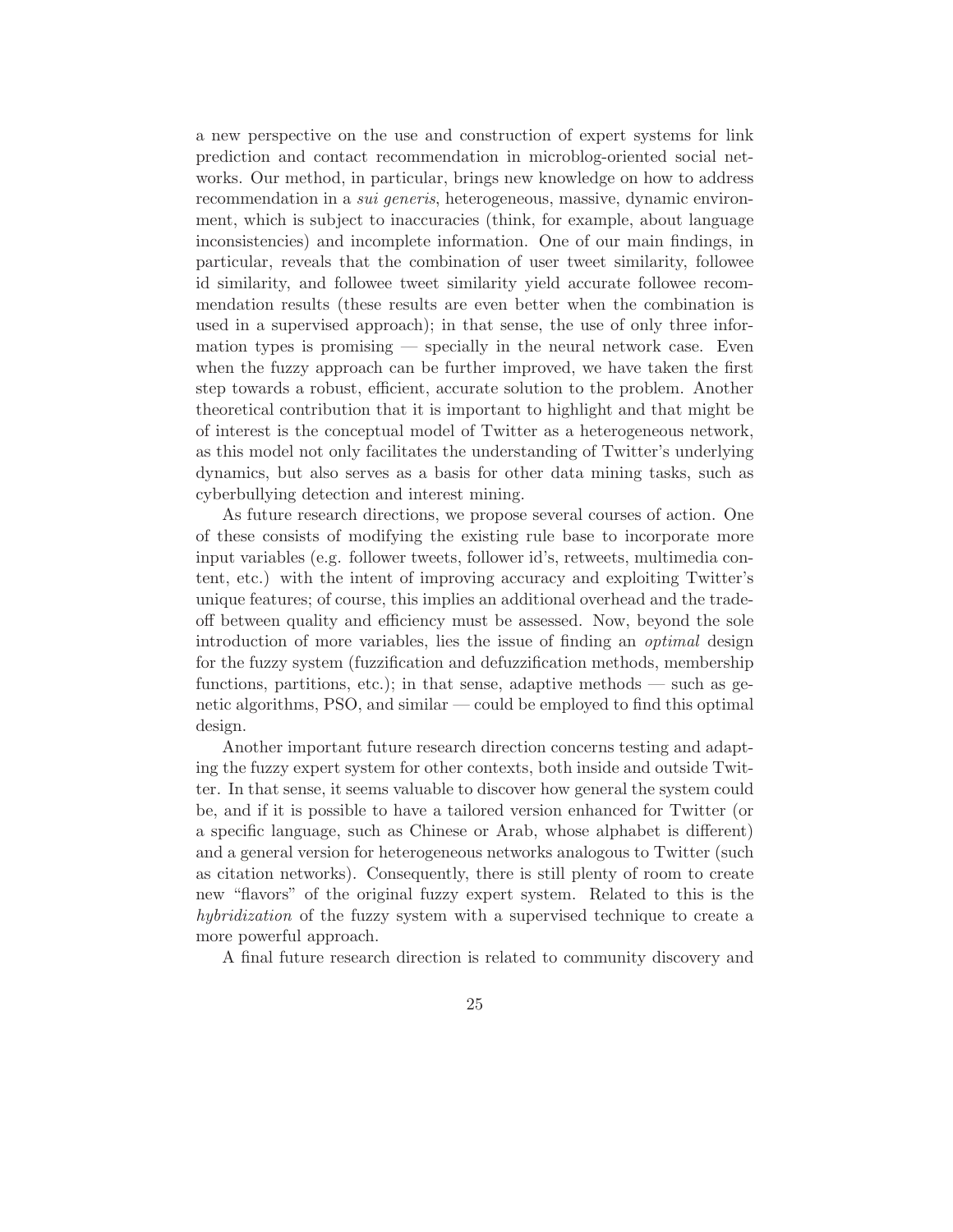a new perspective on the use and construction of expert systems for link prediction and contact recommendation in microblog-oriented social networks. Our method, in particular, brings new knowledge on how to address recommendation in a *sui generis*, heterogeneous, massive, dynamic environment, which is subject to inaccuracies (think, for example, about language inconsistencies) and incomplete information. One of our main findings, in particular, reveals that the combination of user tweet similarity, followee id similarity, and followee tweet similarity yield accurate followee recommendation results (these results are even better when the combination is used in a supervised approach); in that sense, the use of only three information types is promising — specially in the neural network case. Even when the fuzzy approach can be further improved, we have taken the first step towards a robust, efficient, accurate solution to the problem. Another theoretical contribution that it is important to highlight and that might be of interest is the conceptual model of Twitter as a heterogeneous network, as this model not only facilitates the understanding of Twitter's underlying dynamics, but also serves as a basis for other data mining tasks, such as cyberbullying detection and interest mining.

As future research directions, we propose several courses of action. One of these consists of modifying the existing rule base to incorporate more input variables (e.g. follower tweets, follower id's, retweets, multimedia content, etc.) with the intent of improving accuracy and exploiting Twitter's unique features; of course, this implies an additional overhead and the tradeoff between quality and efficiency must be assessed. Now, beyond the sole introduction of more variables, lies the issue of finding an *optimal* design for the fuzzy system (fuzzification and defuzzification methods, membership functions, partitions, etc.); in that sense, adaptive methods — such as genetic algorithms, PSO, and similar — could be employed to find this optimal design.

Another important future research direction concerns testing and adapting the fuzzy expert system for other contexts, both inside and outside Twitter. In that sense, it seems valuable to discover how general the system could be, and if it is possible to have a tailored version enhanced for Twitter (or a specific language, such as Chinese or Arab, whose alphabet is different) and a general version for heterogeneous networks analogous to Twitter (such as citation networks). Consequently, there is still plenty of room to create new "flavors" of the original fuzzy expert system. Related to this is the *hybridization* of the fuzzy system with a supervised technique to create a more powerful approach.

A final future research direction is related to community discovery and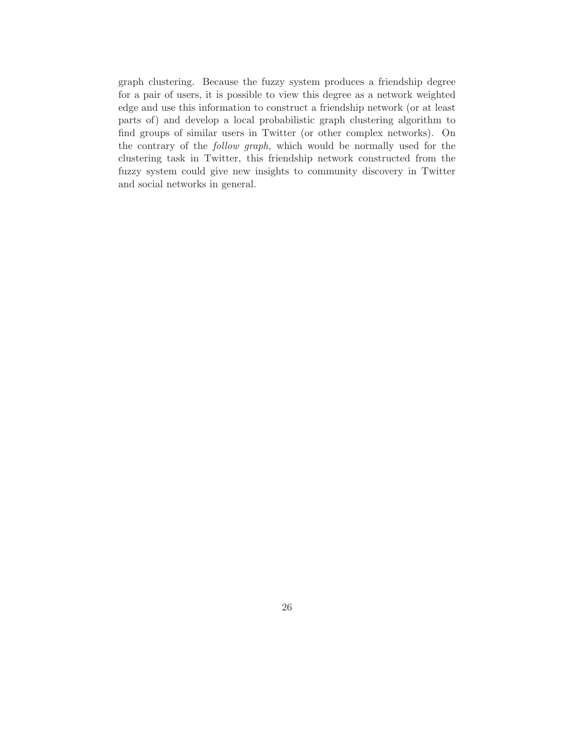graph clustering. Because the fuzzy system produces a friendship degree for a pair of users, it is possible to view this degree as a network weighted edge and use this information to construct a friendship network (or at least parts of) and develop a local probabilistic graph clustering algorithm to find groups of similar users in Twitter (or other complex networks). On the contrary of the *follow graph*, which would be normally used for the clustering task in Twitter, this friendship network constructed from the fuzzy system could give new insights to community discovery in Twitter and social networks in general.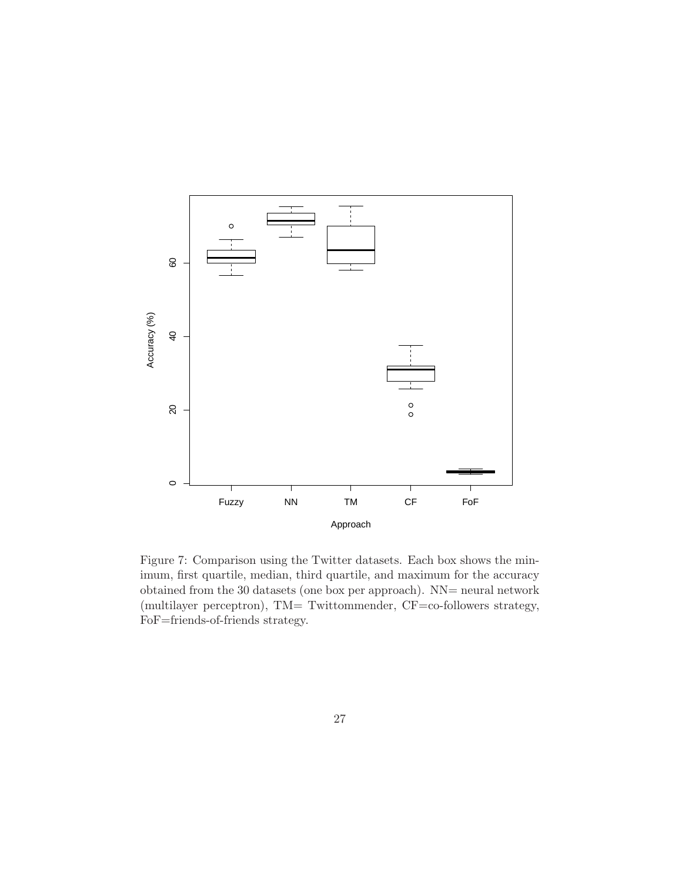Figure 7: Comparison using the Twitter datasets. Each box shows the minimum, first quartile, median, third quartile, and maximum for the accuracy obtained from the 30 datasets (one box per approach). NN= neural network (multilayer perceptron), TM= Twittommender, CF=co-followers strategy, FoF=friends-of-friends strategy.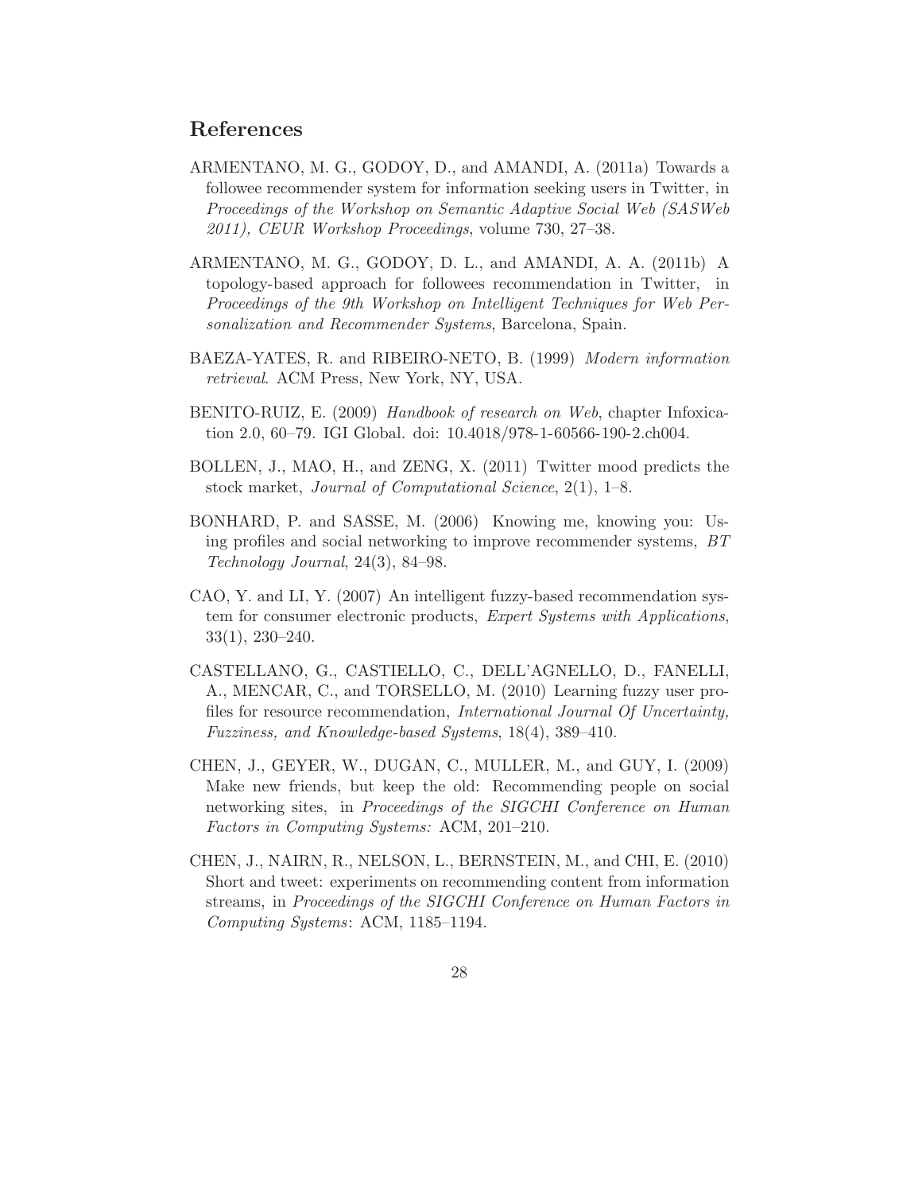## References

ARMENTANO, M. G., GODOY, D., and AMANDI, A. (2011a) Towards a followee recommender system for information seeking users in Twitter, in *Proceedings of the Workshop on Semantic Adaptive Social Web (SASWeb 2011), CEUR Workshop Proceedings*, volume 730, 27–38.

ARMENTANO, M. G., GODOY, D. L., and AMANDI, A. A. (2011b) A topology-based approach for followees recommendation in Twitter, in *Proceedings of the 9th Workshop on Intelligent Techniques for Web Personalization and Recommender Systems*, Barcelona, Spain.

BAEZA-YATES, R. and RIBEIRO-NETO, B. (1999) *Modern information retrieval*. ACM Press, New York, NY, USA.

BENITO-RUIZ, E. (2009) *Handbook of research on Web*, chapter Infoxication 2.0, 60–79. IGI Global. doi: 10.4018/978-1-60566-190-2.ch004.

BOLLEN, J., MAO, H., and ZENG, X. (2011) Twitter mood predicts the stock market, *Journal of Computational Science*, 2(1), 1–8.

BONHARD, P. and SASSE, M. (2006) Knowing me, knowing you: Using profiles and social networking to improve recommender systems, *BT Technology Journal*, 24(3), 84–98.

CAO, Y. and LI, Y. (2007) An intelligent fuzzy-based recommendation system for consumer electronic products, *Expert Systems with Applications*, 33(1), 230–240.

CASTELLANO, G., CASTIELLO, C., DELL'AGNELLO, D., FANELLI, A., MENCAR, C., and TORSELLO, M. (2010) Learning fuzzy user profiles for resource recommendation, *International Journal Of Uncertainty, Fuzziness, and Knowledge-based Systems*, 18(4), 389–410.

CHEN, J., GEYER, W., DUGAN, C., MULLER, M., and GUY, I. (2009) Make new friends, but keep the old: Recommending people on social networking sites, in *Proceedings of the SIGCHI Conference on Human Factors in Computing Systems:* ACM, 201–210.

CHEN, J., NAIRN, R., NELSON, L., BERNSTEIN, M., and CHI, E. (2010) Short and tweet: experiments on recommending content from information streams, in *Proceedings of the SIGCHI Conference on Human Factors in Computing Systems*: ACM, 1185–1194.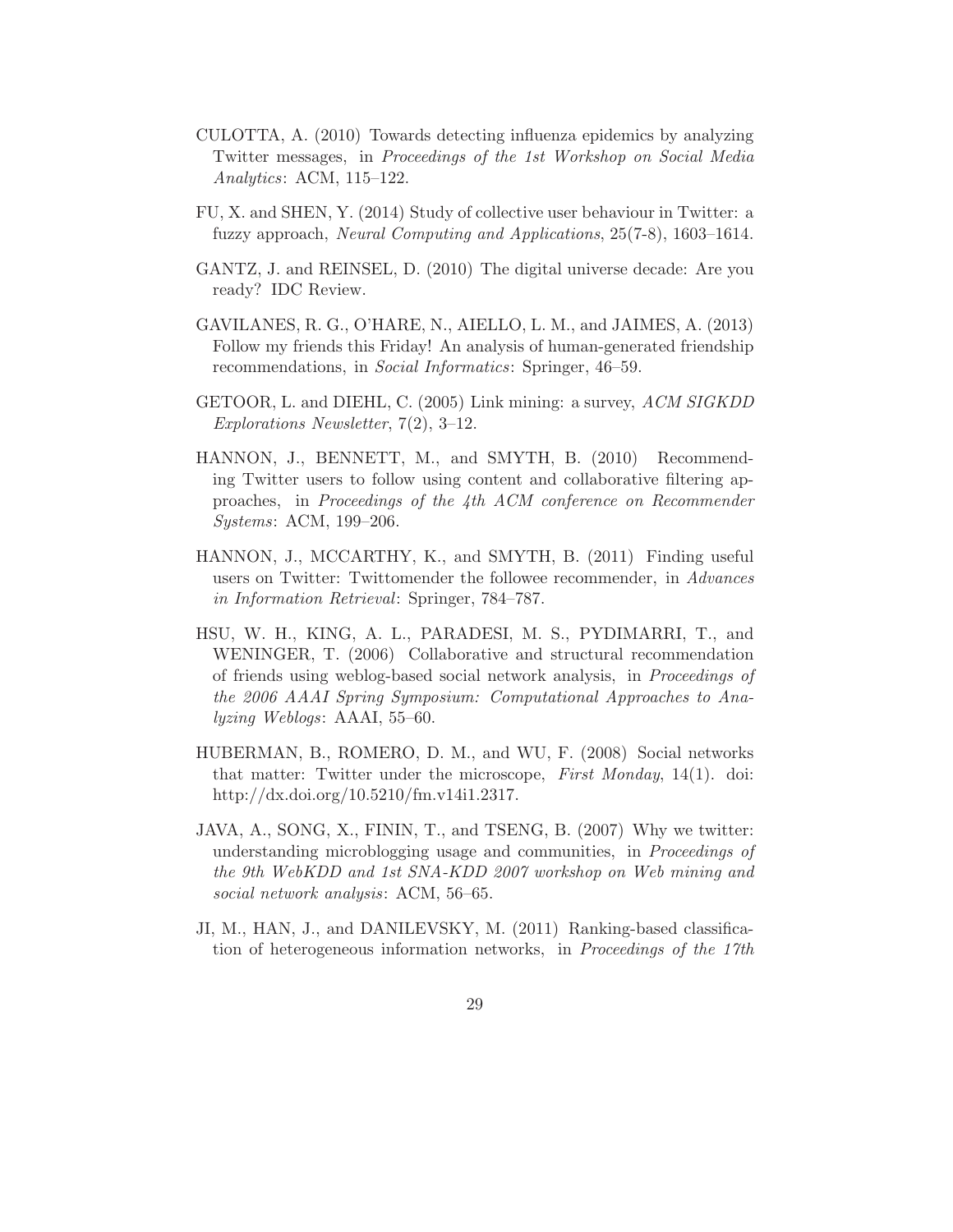CULOTTA, A. (2010) Towards detecting influenza epidemics by analyzing Twitter messages, in *Proceedings of the 1st Workshop on Social Media Analytics*: ACM, 115–122.

FU, X. and SHEN, Y. (2014) Study of collective user behaviour in Twitter: a fuzzy approach, *Neural Computing and Applications*, 25(7-8), 1603–1614.

GANTZ, J. and REINSEL, D. (2010) The digital universe decade: Are you ready? IDC Review.

GAVILANES, R. G., O'HARE, N., AIELLO, L. M., and JAIMES, A. (2013) Follow my friends this Friday! An analysis of human-generated friendship recommendations, in *Social Informatics*: Springer, 46–59.

GETOOR, L. and DIEHL, C. (2005) Link mining: a survey, *ACM SIGKDD Explorations Newsletter*, 7(2), 3–12.

HANNON, J., BENNETT, M., and SMYTH, B. (2010) Recommending Twitter users to follow using content and collaborative filtering approaches, in *Proceedings of the 4th ACM conference on Recommender Systems*: ACM, 199–206.

HANNON, J., MCCARTHY, K., and SMYTH, B. (2011) Finding useful users on Twitter: Twittomender the followee recommender, in *Advances in Information Retrieval*: Springer, 784–787.

HSU, W. H., KING, A. L., PARADESI, M. S., PYDIMARRI, T., and WENINGER, T. (2006) Collaborative and structural recommendation of friends using weblog-based social network analysis, in *Proceedings of the 2006 AAAI Spring Symposium: Computational Approaches to Analyzing Weblogs*: AAAI, 55–60.

HUBERMAN, B., ROMERO, D. M., and WU, F. (2008) Social networks that matter: Twitter under the microscope, *First Monday*, 14(1). doi: http://dx.doi.org/10.5210/fm.v14i1.2317.

JAVA, A., SONG, X., FININ, T., and TSENG, B. (2007) Why we twitter: understanding microblogging usage and communities, in *Proceedings of the 9th WebKDD and 1st SNA-KDD 2007 workshop on Web mining and social network analysis*: ACM, 56–65.

JI, M., HAN, J., and DANILEVSKY, M. (2011) Ranking-based classification of heterogeneous information networks, in *Proceedings of the 17th*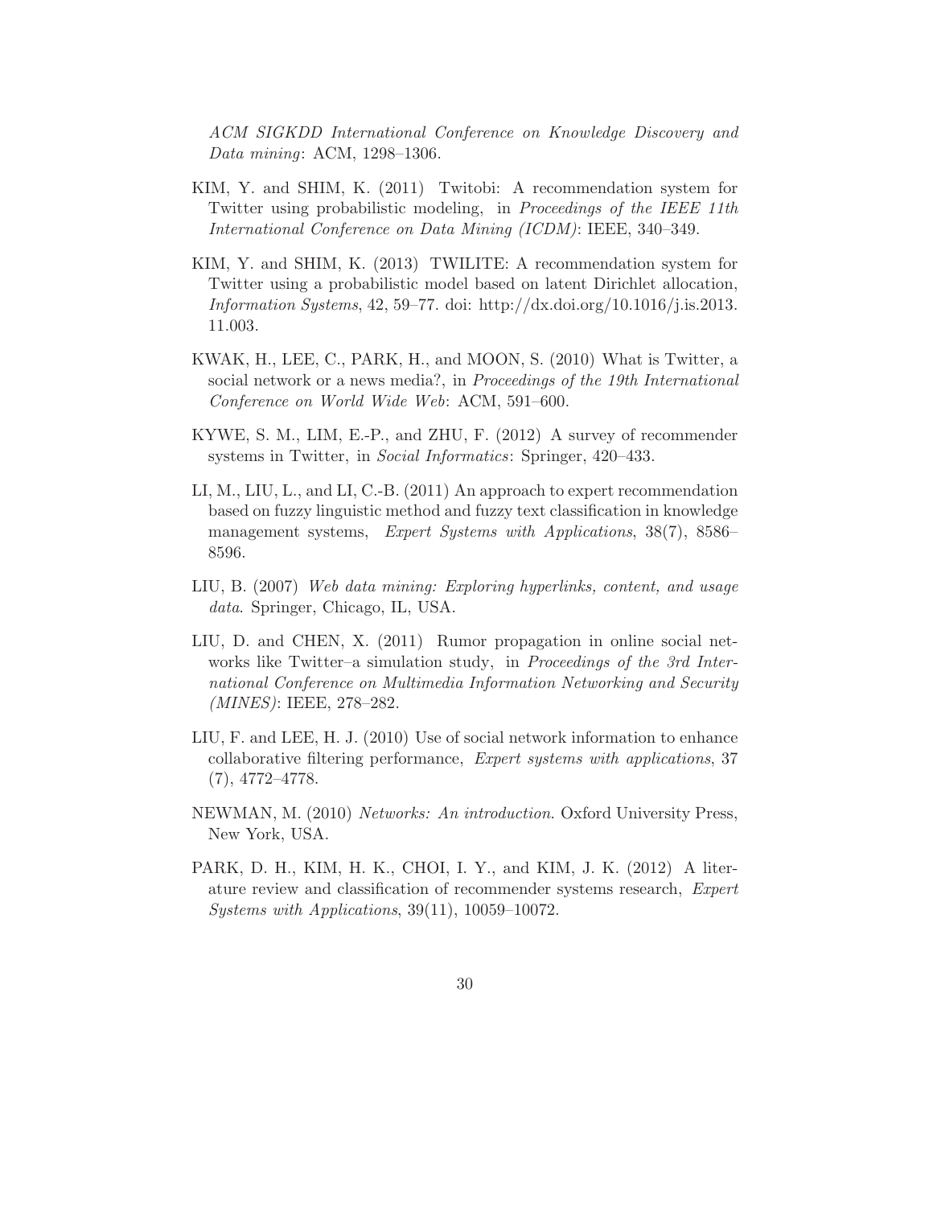*ACM SIGKDD International Conference on Knowledge Discovery and Data mining*: ACM, 1298–1306.

KIM, Y. and SHIM, K. (2011) Twitobi: A recommendation system for Twitter using probabilistic modeling, in *Proceedings of the IEEE 11th International Conference on Data Mining (ICDM)*: IEEE, 340–349.

KIM, Y. and SHIM, K. (2013) TWILITE: A recommendation system for Twitter using a probabilistic model based on latent Dirichlet allocation, *Information Systems*, 42, 59–77. doi: http://dx.doi.org/10.1016/j.is.2013.11.003.

KWAK, H., LEE, C., PARK, H., and MOON, S. (2010) What is Twitter, a social network or a news media?, in *Proceedings of the 19th International Conference on World Wide Web*: ACM, 591–600.

KYWE, S. M., LIM, E.-P., and ZHU, F. (2012) A survey of recommender systems in Twitter, in *Social Informatics*: Springer, 420–433.

LI, M., LIU, L., and LI, C.-B. (2011) An approach to expert recommendation based on fuzzy linguistic method and fuzzy text classification in knowledge management systems, *Expert Systems with Applications*, 38(7), 8586–8596.

LIU, B. (2007) *Web data mining: Exploring hyperlinks, content, and usage data*. Springer, Chicago, IL, USA.

LIU, D. and CHEN, X. (2011) Rumor propagation in online social networks like Twitter–a simulation study, in *Proceedings of the 3rd International Conference on Multimedia Information Networking and Security (MINES)*: IEEE, 278–282.

LIU, F. and LEE, H. J. (2010) Use of social network information to enhance collaborative filtering performance, *Expert systems with applications*, 37 (7), 4772–4778.

NEWMAN, M. (2010) *Networks: An introduction*. Oxford University Press, New York, USA.

PARK, D. H., KIM, H. K., CHOI, I. Y., and KIM, J. K. (2012) A literature review and classification of recommender systems research, *Expert Systems with Applications*, 39(11), 10059–10072.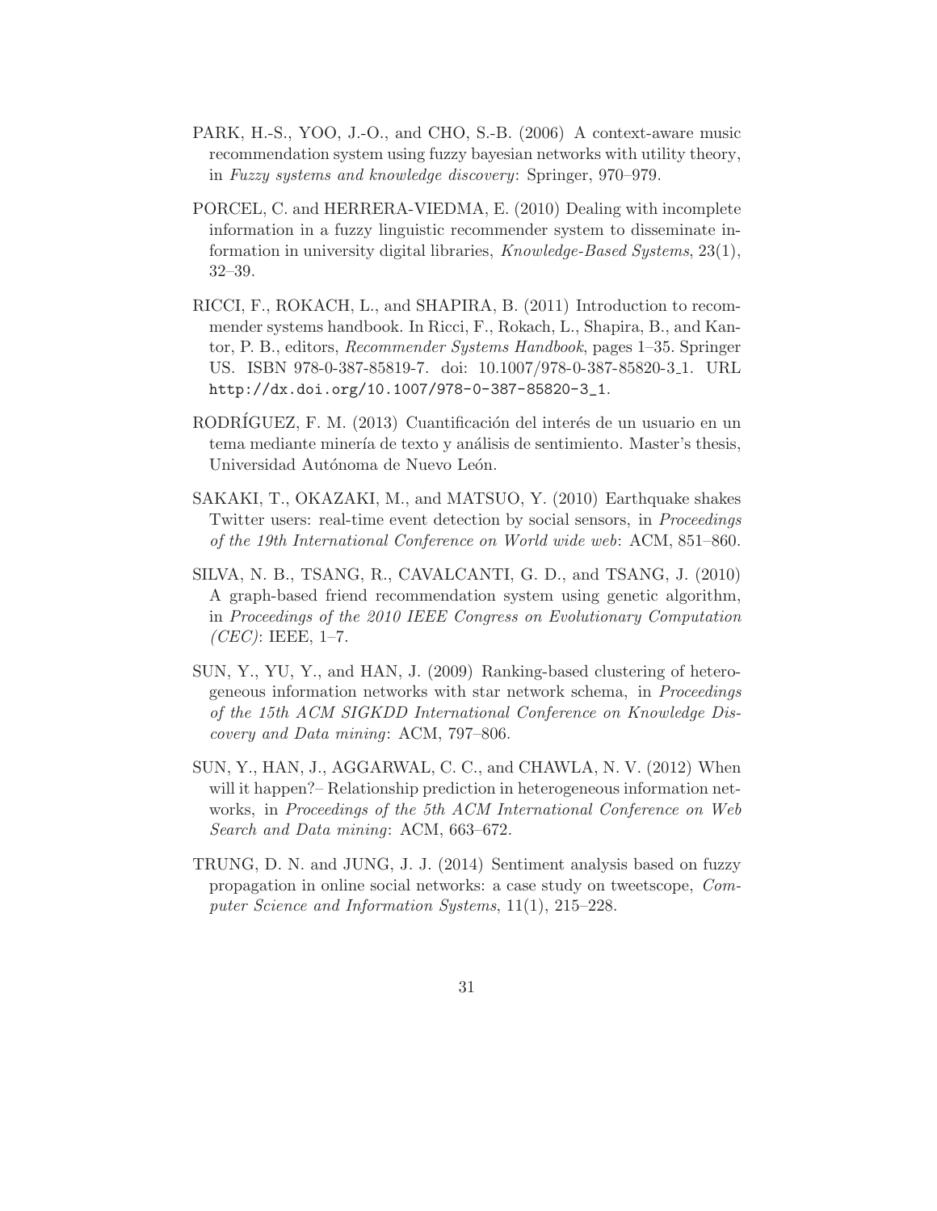PARK, H.-S., YOO, J.-O., and CHO, S.-B. (2006) A context-aware music recommendation system using fuzzy bayesian networks with utility theory, in *Fuzzy systems and knowledge discovery*: Springer, 970–979.

PORCEL, C. and HERRERA-VIEDMA, E. (2010) Dealing with incomplete information in a fuzzy linguistic recommender system to disseminate information in university digital libraries, *Knowledge-Based Systems*, 23(1), 32–39.

RICCI, F., ROKACH, L., and SHAPIRA, B. (2011) Introduction to recommender systems handbook. In Ricci, F., Rokach, L., Shapira, B., and Kantor, P. B., editors, *Recommender Systems Handbook*, pages 1–35. Springer US. ISBN 978-0-387-85819-7. doi: 10.1007/978-0-387-85820-3_1. URL http://dx.doi.org/10.1007/978-0-387-85820-3_1.

RODRÍGUEZ, F. M. (2013) Cuantificación del interés de un usuario en un tema mediante minería de texto y análisis de sentimiento. Master's thesis, Universidad Autónoma de Nuevo León.

SAKAKI, T., OKAZAKI, M., and MATSUO, Y. (2010) Earthquake shakes Twitter users: real-time event detection by social sensors, in *Proceedings of the 19th International Conference on World wide web*: ACM, 851–860.

SILVA, N. B., TSANG, R., CAVALCANTI, G. D., and TSANG, J. (2010) A graph-based friend recommendation system using genetic algorithm, in *Proceedings of the 2010 IEEE Congress on Evolutionary Computation (CEC)*: IEEE, 1–7.

SUN, Y., YU, Y., and HAN, J. (2009) Ranking-based clustering of heterogeneous information networks with star network schema, in *Proceedings of the 15th ACM SIGKDD International Conference on Knowledge Discovery and Data mining*: ACM, 797–806.

SUN, Y., HAN, J., AGGARWAL, C. C., and CHAWLA, N. V. (2012) When will it happen?– Relationship prediction in heterogeneous information networks, in *Proceedings of the 5th ACM International Conference on Web Search and Data mining*: ACM, 663–672.

TRUNG, D. N. and JUNG, J. J. (2014) Sentiment analysis based on fuzzy propagation in online social networks: a case study on tweetscope, *Computer Science and Information Systems*, 11(1), 215–228.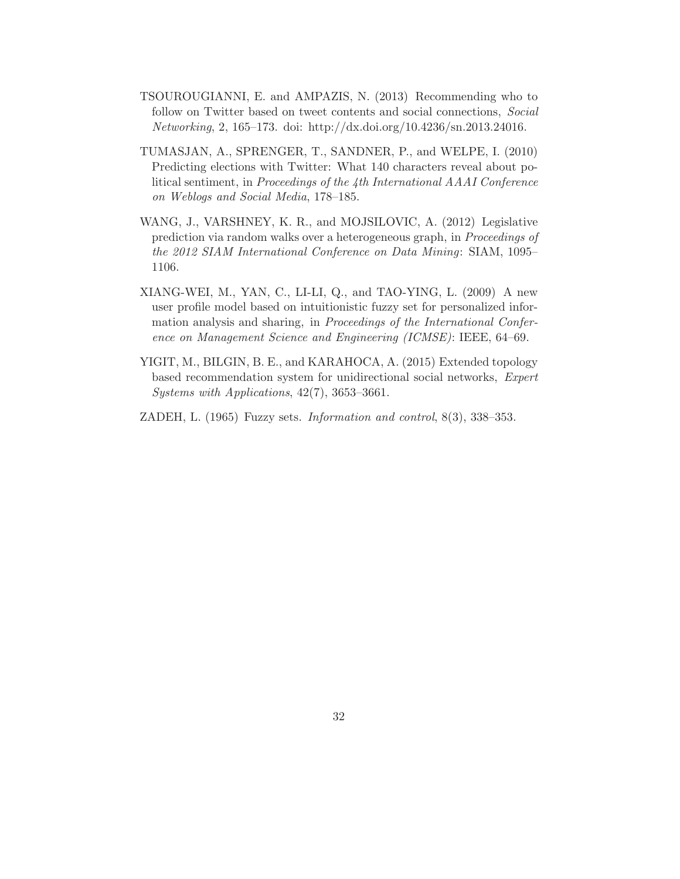TSOUROUGIANNI, E. and AMPAZIS, N. (2013) Recommending who to follow on Twitter based on tweet contents and social connections, *Social Networking*, 2, 165–173. doi: http://dx.doi.org/10.4236/sn.2013.24016.

TUMASJAN, A., SPRENGER, T., SANDNER, P., and WELPE, I. (2010) Predicting elections with Twitter: What 140 characters reveal about political sentiment, in *Proceedings of the 4th International AAAI Conference on Weblogs and Social Media*, 178–185.

WANG, J., VARSHNEY, K. R., and MOJSILOVIC, A. (2012) Legislative prediction via random walks over a heterogeneous graph, in *Proceedings of the 2012 SIAM International Conference on Data Mining*: SIAM, 1095–1106.

XIANG-WEI, M., YAN, C., LI-LI, Q., and TAO-YING, L. (2009) A new user profile model based on intuitionistic fuzzy set for personalized information analysis and sharing, in *Proceedings of the International Conference on Management Science and Engineering (ICMSE)*: IEEE, 64–69.

YIGIT, M., BILGIN, B. E., and KARAHOCA, A. (2015) Extended topology based recommendation system for unidirectional social networks, *Expert Systems with Applications*, 42(7), 3653–3661.

ZADEH, L. (1965) Fuzzy sets. *Information and control*, 8(3), 338–353.